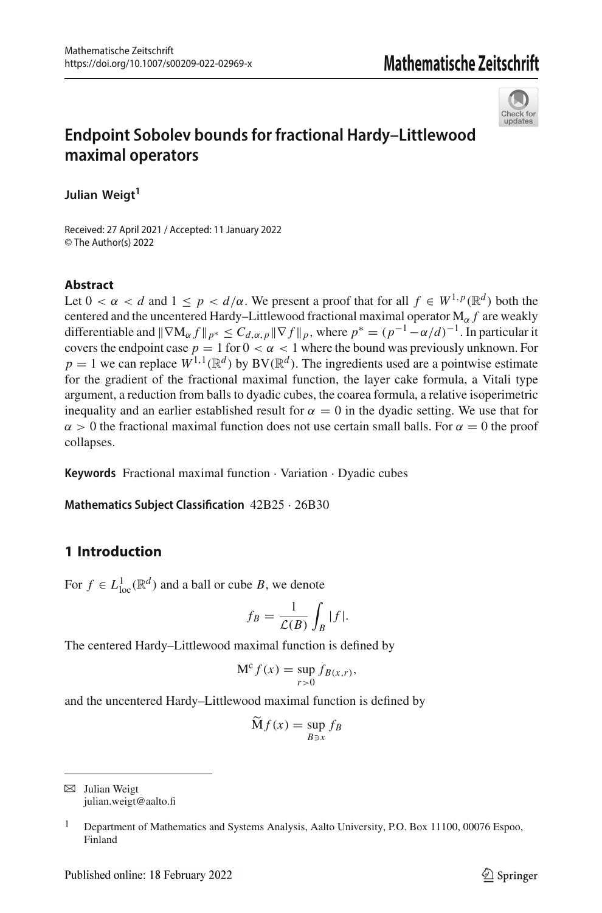# Endpoint Sobolev bounds for fractional Hardy–Littlewood maximal operators

**Julian Weigt**[1]

Received: 27 April 2021 / Accepted: 11 January 2022
© The Author(s) 2022

## Abstract

Let $0 < \alpha < d$ and $1 \le p < d/\alpha$. We present a proof that for all $f \in W^{1,p}(\mathbb{R}^d)$ both the centered and the uncentered Hardy–Littlewood fractional maximal operator $\mathrm{M}_\alpha f$ are weakly differentiable and $\|\nabla \mathrm{M}_\alpha f\|_{p^*} \le C_{d,\alpha,p} \|\nabla f\|_p$, where $p^* = (p^{-1} - \alpha/d)^{-1}$. In particular it covers the endpoint case $p = 1$ for $0 < \alpha < 1$ where the bound was previously unknown. For $p = 1$ we can replace $W^{1,1}(\mathbb{R}^d)$ by $\mathrm{BV}(\mathbb{R}^d)$. The ingredients used are a pointwise estimate for the gradient of the fractional maximal function, the layer cake formula, a Vitali type argument, a reduction from balls to dyadic cubes, the coarea formula, a relative isoperimetric inequality and an earlier established result for $\alpha = 0$ in the dyadic setting. We use that for $\alpha > 0$ the fractional maximal function does not use certain small balls. For $\alpha = 0$ the proof collapses.

**Keywords** Fractional maximal function · Variation · Dyadic cubes

**Mathematics Subject Classification** 42B25 · 26B30

## 1 Introduction

For $f \in L^1_{\mathrm{loc}}(\mathbb{R}^d)$ and a ball or cube $B$, we denote

$$f_B = \frac{1}{\mathcal{L}(B)} \int_B |f|.$$

The centered Hardy–Littlewood maximal function is defined by

$$\mathrm{M}^{\mathrm{c}} f(x) = \sup_{r>0} f_{B(x,r)},$$

and the uncentered Hardy–Littlewood maximal function is defined by

$$\widetilde{\mathrm{M}} f(x) = \sup_{B \ni x} f_B$$

---

✉ Julian Weigt
julian.weigt@aalto.fi

[1] Department of Mathematics and Systems Analysis, Aalto University, P.O. Box 11100, 00076 Espoo, Finland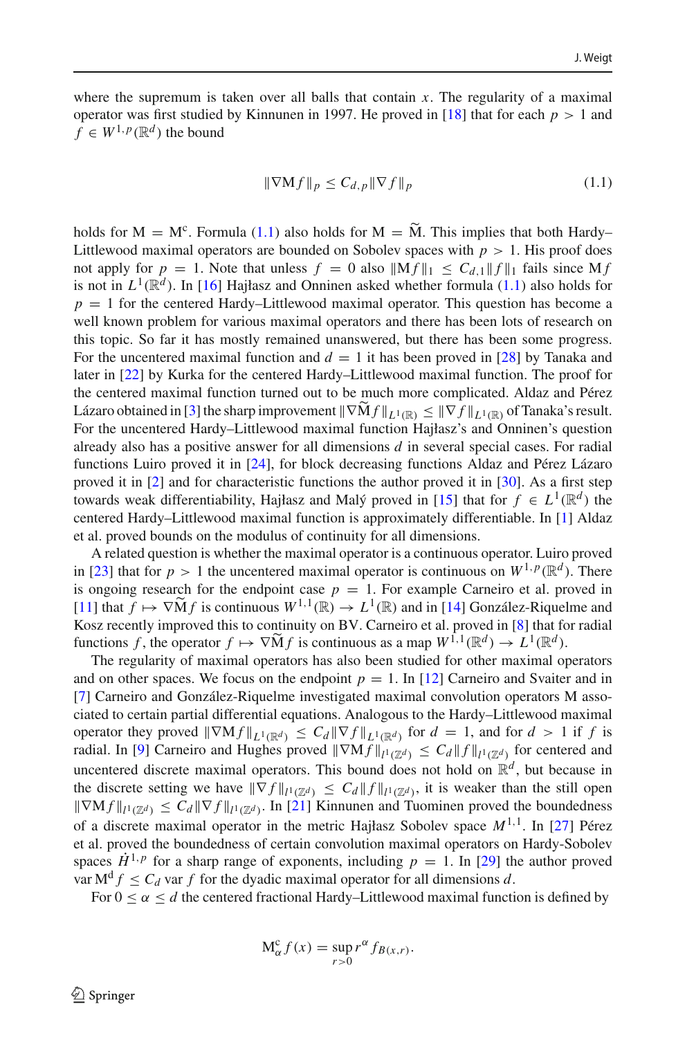where the supremum is taken over all balls that contain $x$. The regularity of a maximal operator was first studied by Kinnunen in 1997. He proved in [18] that for each $p > 1$ and $f \in W^{1,p}(\mathbb{R}^d)$ the bound

$$\|\nabla \mathrm{M} f\|_p \le C_{d,p} \|\nabla f\|_p \tag{1.1}$$

holds for $\mathrm{M} = \mathrm{M}^{\mathrm{c}}$. Formula (1.1) also holds for $\mathrm{M} = \widetilde{\mathrm{M}}$. This implies that both Hardy–Littlewood maximal operators are bounded on Sobolev spaces with $p > 1$. His proof does not apply for $p = 1$. Note that unless $f = 0$ also $\|\mathrm{M} f\|_1 \le C_{d,1} \|f\|_1$ fails since $\mathrm{M} f$ is not in $L^1(\mathbb{R}^d)$. In [16] Hajłasz and Onninen asked whether formula (1.1) also holds for $p = 1$ for the centered Hardy–Littlewood maximal operator. This question has become a well known problem for various maximal operators and there has been lots of research on this topic. So far it has mostly remained unanswered, but there has been some progress. For the uncentered maximal function and $d = 1$ it has been proved in [28] by Tanaka and later in [22] by Kurka for the centered Hardy–Littlewood maximal function. The proof for the centered maximal function turned out to be much more complicated. Aldaz and Pérez Lázaro obtained in [3] the sharp improvement $\|\nabla \widetilde{\mathrm{M}} f\|_{L^1(\mathbb{R})} \le \|\nabla f\|_{L^1(\mathbb{R})}$ of Tanaka's result. For the uncentered Hardy–Littlewood maximal function Hajłasz's and Onninen's question already also has a positive answer for all dimensions $d$ in several special cases. For radial functions Luiro proved it in [24], for block decreasing functions Aldaz and Pérez Lázaro proved it in [2] and for characteristic functions the author proved it in [30]. As a first step towards weak differentiability, Hajłasz and Malý proved in [15] that for $f \in L^1(\mathbb{R}^d)$ the centered Hardy–Littlewood maximal function is approximately differentiable. In [1] Aldaz et al. proved bounds on the modulus of continuity for all dimensions.

A related question is whether the maximal operator is a continuous operator. Luiro proved in [23] that for $p > 1$ the uncentered maximal operator is continuous on $W^{1,p}(\mathbb{R}^d)$. There is ongoing research for the endpoint case $p = 1$. For example Carneiro et al. proved in [11] that $f \mapsto \nabla \widetilde{\mathrm{M}} f$ is continuous $W^{1,1}(\mathbb{R}) \to L^1(\mathbb{R})$ and in [14] González-Riquelme and Kosz recently improved this to continuity on BV. Carneiro et al. proved in [8] that for radial functions $f$, the operator $f \mapsto \nabla \widetilde{\mathrm{M}} f$ is continuous as a map $W^{1,1}(\mathbb{R}^d) \to L^1(\mathbb{R}^d)$.

The regularity of maximal operators has also been studied for other maximal operators and on other spaces. We focus on the endpoint $p = 1$. In [12] Carneiro and Svaiter and in [7] Carneiro and González-Riquelme investigated maximal convolution operators M associated to certain partial differential equations. Analogous to the Hardy–Littlewood maximal operator they proved $\|\nabla \mathrm{M} f\|_{L^1(\mathbb{R}^d)} \le C_d \|\nabla f\|_{L^1(\mathbb{R}^d)}$ for $d = 1$, and for $d > 1$ if $f$ is radial. In [9] Carneiro and Hughes proved $\|\nabla \mathrm{M} f\|_{l^1(\mathbb{Z}^d)} \le C_d \|f\|_{l^1(\mathbb{Z}^d)}$ for centered and uncentered discrete maximal operators. This bound does not hold on $\mathbb{R}^d$, but because in the discrete setting we have $\|\nabla f\|_{l^1(\mathbb{Z}^d)} \le C_d \|f\|_{l^1(\mathbb{Z}^d)}$, it is weaker than the still open $\|\nabla \mathrm{M} f\|_{l^1(\mathbb{Z}^d)} \le C_d \|\nabla f\|_{l^1(\mathbb{Z}^d)}$. In [21] Kinnunen and Tuominen proved the boundedness of a discrete maximal operator in the metric Hajłasz Sobolev space $M^{1,1}$. In [27] Pérez et al. proved the boundedness of certain convolution maximal operators on Hardy-Sobolev spaces $\dot{H}^{1,p}$ for a sharp range of exponents, including $p = 1$. In [29] the author proved $\operatorname{var} \mathrm{M}^{\mathrm{d}} f \le C_d \operatorname{var} f$ for the dyadic maximal operator for all dimensions $d$.

For $0 \le \alpha \le d$ the centered fractional Hardy–Littlewood maximal function is defined by

$$\mathrm{M}^{\mathrm{c}}_\alpha f(x) = \sup_{r > 0} r^\alpha f_{B(x,r)}.$$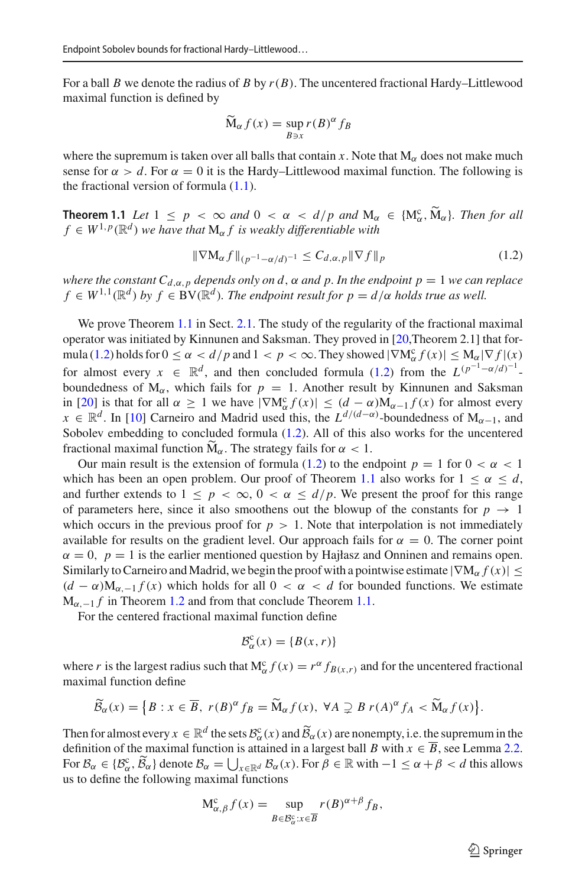For a ball $B$ we denote the radius of $B$ by $r(B)$. The uncentered fractional Hardy–Littlewood maximal function is defined by

$$\widetilde{\mathrm{M}}_\alpha f(x) = \sup_{B \ni x} r(B)^\alpha f_B$$

where the supremum is taken over all balls that contain $x$. Note that $\mathrm{M}_\alpha$ does not make much sense for $\alpha > d$. For $\alpha = 0$ it is the Hardy–Littlewood maximal function. The following is the fractional version of formula (1.1).

**Theorem 1.1** *Let $1 \leq p < \infty$ and $0 < \alpha < d/p$ and $\mathrm{M}_\alpha \in \{\mathrm{M}_\alpha^c, \widetilde{\mathrm{M}}_\alpha\}$. Then for all $f \in W^{1,p}(\mathbb{R}^d)$ we have that $\mathrm{M}_\alpha f$ is weakly differentiable with*

$$\|\nabla \mathrm{M}_\alpha f\|_{(p^{-1}-\alpha/d)^{-1}} \leq C_{d,\alpha,p} \|\nabla f\|_p \tag{1.2}$$

*where the constant $C_{d,\alpha,p}$ depends only on $d$, $\alpha$ and $p$. In the endpoint $p = 1$ we can replace $f \in W^{1,1}(\mathbb{R}^d)$ by $f \in \mathrm{BV}(\mathbb{R}^d)$. The endpoint result for $p = d/\alpha$ holds true as well.*

We prove Theorem 1.1 in Sect. 2.1. The study of the regularity of the fractional maximal operator was initiated by Kinnunen and Saksman. They proved in [20,Theorem 2.1] that formula (1.2) holds for $0 \leq \alpha < d/p$ and $1 < p < \infty$. They showed $|\nabla \mathrm{M}_\alpha^c f(x)| \leq \mathrm{M}_\alpha |\nabla f|(x)$ for almost every $x \in \mathbb{R}^d$, and then concluded formula (1.2) from the $L^{(p^{-1}-\alpha/d)^{-1}}$-boundedness of $\mathrm{M}_\alpha$, which fails for $p = 1$. Another result by Kinnunen and Saksman in [20] is that for all $\alpha \geq 1$ we have $|\nabla \mathrm{M}_\alpha^c f(x)| \leq (d-\alpha)\mathrm{M}_{\alpha-1} f(x)$ for almost every $x \in \mathbb{R}^d$. In [10] Carneiro and Madrid used this, the $L^{d/(d-\alpha)}$-boundedness of $\mathrm{M}_{\alpha-1}$, and Sobolev embedding to concluded formula (1.2). All of this also works for the uncentered fractional maximal function $\widetilde{\mathrm{M}}_\alpha$. The strategy fails for $\alpha < 1$.

Our main result is the extension of formula (1.2) to the endpoint $p = 1$ for $0 < \alpha < 1$ which has been an open problem. Our proof of Theorem 1.1 also works for $1 \leq \alpha \leq d$, and further extends to $1 \leq p < \infty$, $0 < \alpha \leq d/p$. We present the proof for this range of parameters here, since it also smoothens out the blowup of the constants for $p \to 1$ which occurs in the previous proof for $p > 1$. Note that interpolation is not immediately available for results on the gradient level. Our approach fails for $\alpha = 0$. The corner point $\alpha = 0$, $p = 1$ is the earlier mentioned question by Hajłasz and Onninen and remains open. Similarly to Carneiro and Madrid, we begin the proof with a pointwise estimate $|\nabla \mathrm{M}_\alpha f(x)| \leq (d-\alpha)\mathrm{M}_{\alpha,-1} f(x)$ which holds for all $0 < \alpha < d$ for bounded functions. We estimate $\mathrm{M}_{\alpha,-1} f$ in Theorem 1.2 and from that conclude Theorem 1.1.

For the centered fractional maximal function define

$$\mathcal{B}_\alpha^c(x) = \{B(x,r)\}$$

where $r$ is the largest radius such that $\mathrm{M}_\alpha^c f(x) = r^\alpha f_{B(x,r)}$ and for the uncentered fractional maximal function define

$$\widetilde{\mathcal{B}}_\alpha(x) = \big\{B : x \in \overline{B},\ r(B)^\alpha f_B = \widetilde{\mathrm{M}}_\alpha f(x),\ \forall A \supsetneq B\ r(A)^\alpha f_A < \widetilde{\mathrm{M}}_\alpha f(x)\big\}.$$

Then for almost every $x \in \mathbb{R}^d$ the sets $\mathcal{B}_\alpha^c(x)$ and $\widetilde{\mathcal{B}}_\alpha(x)$ are nonempty, i.e. the supremum in the definition of the maximal function is attained in a largest ball $B$ with $x \in \overline{B}$, see Lemma 2.2. For $\mathcal{B}_\alpha \in \{\mathcal{B}_\alpha^c, \widetilde{\mathcal{B}}_\alpha\}$ denote $\mathcal{B}_\alpha = \bigcup_{x \in \mathbb{R}^d} \mathcal{B}_\alpha(x)$. For $\beta \in \mathbb{R}$ with $-1 \leq \alpha + \beta < d$ this allows us to define the following maximal functions

$$\mathrm{M}_{\alpha,\beta}^c f(x) = \sup_{B \in \mathcal{B}_\alpha^c : x \in \overline{B}} r(B)^{\alpha+\beta} f_B,$$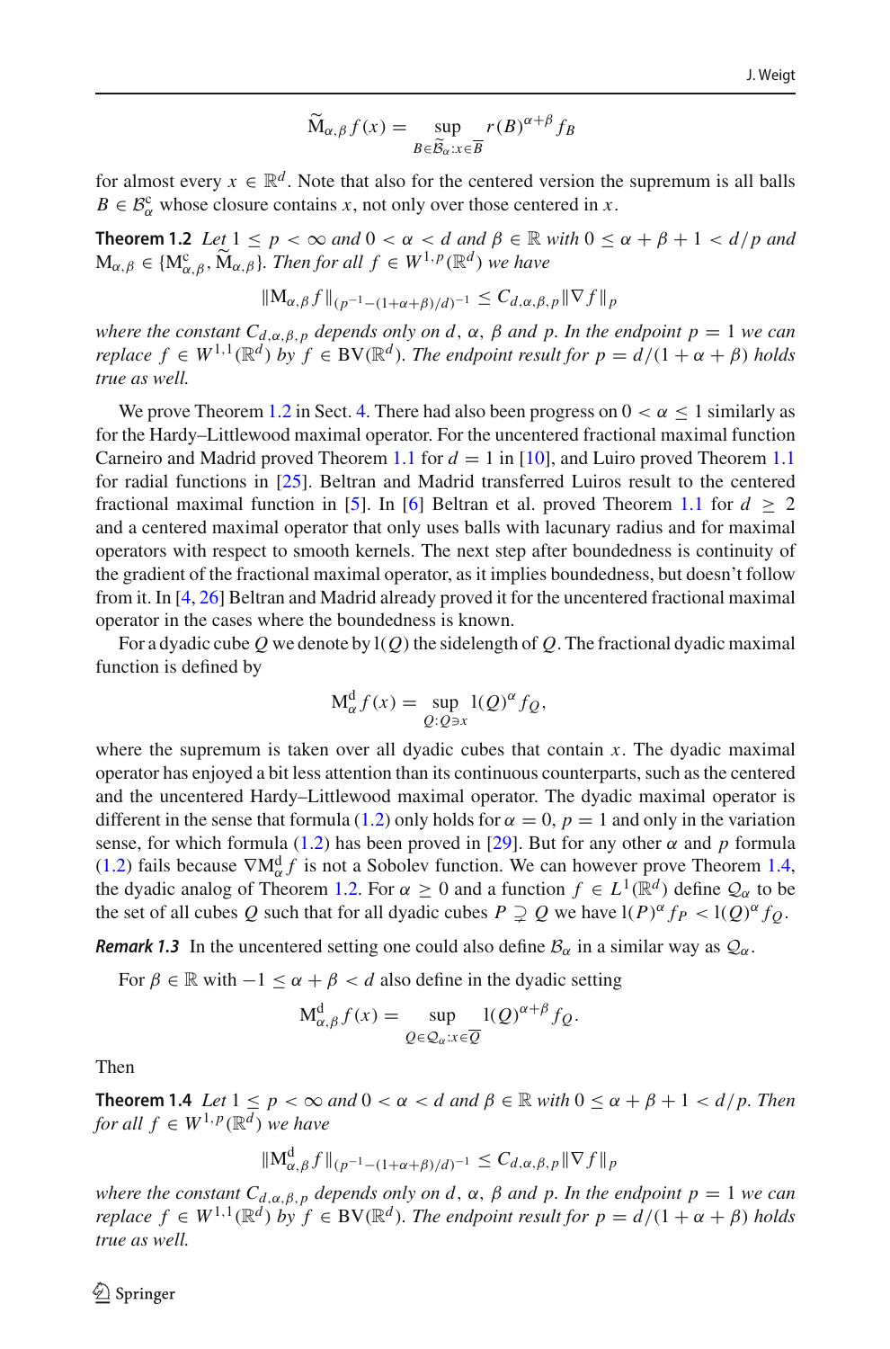$$\widetilde{\mathrm{M}}_{\alpha,\beta} f(x) = \sup_{B \in \widetilde{\mathcal{B}}_\alpha : x \in \overline{B}} r(B)^{\alpha+\beta} f_B$$

for almost every $x \in \mathbb{R}^d$. Note that also for the centered version the supremum is all balls $B \in \mathcal{B}_\alpha^{\mathrm{c}}$ whose closure contains $x$, not only over those centered in $x$.

**Theorem 1.2** *Let $1 \le p < \infty$ and $0 < \alpha < d$ and $\beta \in \mathbb{R}$ with $0 \le \alpha + \beta + 1 < d/p$ and $\mathrm{M}_{\alpha,\beta} \in \{\mathrm{M}^{\mathrm{c}}_{\alpha,\beta}, \widetilde{\mathrm{M}}_{\alpha,\beta}\}$. Then for all $f \in W^{1,p}(\mathbb{R}^d)$ we have*

$$\|\mathrm{M}_{\alpha,\beta} f\|_{(p^{-1}-(1+\alpha+\beta)/d)^{-1}} \le C_{d,\alpha,\beta,p} \|\nabla f\|_p$$

*where the constant $C_{d,\alpha,\beta,p}$ depends only on $d$, $\alpha$, $\beta$ and $p$. In the endpoint $p = 1$ we can replace $f \in W^{1,1}(\mathbb{R}^d)$ by $f \in \mathrm{BV}(\mathbb{R}^d)$. The endpoint result for $p = d/(1+\alpha+\beta)$ holds true as well.*

We prove Theorem 1.2 in Sect. 4. There had also been progress on $0 < \alpha \le 1$ similarly as for the Hardy–Littlewood maximal operator. For the uncentered fractional maximal function Carneiro and Madrid proved Theorem 1.1 for $d = 1$ in [10], and Luiro proved Theorem 1.1 for radial functions in [25]. Beltran and Madrid transferred Luiros result to the centered fractional maximal function in [5]. In [6] Beltran et al. proved Theorem 1.1 for $d \ge 2$ and a centered maximal operator that only uses balls with lacunary radius and for maximal operators with respect to smooth kernels. The next step after boundedness is continuity of the gradient of the fractional maximal operator, as it implies boundedness, but doesn't follow from it. In [4, 26] Beltran and Madrid already proved it for the uncentered fractional maximal operator in the cases where the boundedness is known.

For a dyadic cube $Q$ we denote by $\mathrm{l}(Q)$ the sidelength of $Q$. The fractional dyadic maximal function is defined by

$$\mathrm{M}^{\mathrm{d}}_\alpha f(x) = \sup_{Q : Q \ni x} \mathrm{l}(Q)^\alpha f_Q,$$

where the supremum is taken over all dyadic cubes that contain $x$. The dyadic maximal operator has enjoyed a bit less attention than its continuous counterparts, such as the centered and the uncentered Hardy–Littlewood maximal operator. The dyadic maximal operator is different in the sense that formula (1.2) only holds for $\alpha = 0$, $p = 1$ and only in the variation sense, for which formula (1.2) has been proved in [29]. But for any other $\alpha$ and $p$ formula (1.2) fails because $\nabla \mathrm{M}^{\mathrm{d}}_\alpha f$ is not a Sobolev function. We can however prove Theorem 1.4, the dyadic analog of Theorem 1.2. For $\alpha \ge 0$ and a function $f \in L^1(\mathbb{R}^d)$ define $\mathcal{Q}_\alpha$ to be the set of all cubes $Q$ such that for all dyadic cubes $P \supsetneq Q$ we have $\mathrm{l}(P)^\alpha f_P < \mathrm{l}(Q)^\alpha f_Q$.

***Remark 1.3*** In the uncentered setting one could also define $\mathcal{B}_\alpha$ in a similar way as $\mathcal{Q}_\alpha$.

For $\beta \in \mathbb{R}$ with $-1 \le \alpha + \beta < d$ also define in the dyadic setting

$$\mathrm{M}^{\mathrm{d}}_{\alpha,\beta} f(x) = \sup_{Q \in \mathcal{Q}_\alpha : x \in \overline{Q}} \mathrm{l}(Q)^{\alpha+\beta} f_Q.$$

Then

**Theorem 1.4** *Let $1 \le p < \infty$ and $0 < \alpha < d$ and $\beta \in \mathbb{R}$ with $0 \le \alpha + \beta + 1 < d/p$. Then for all $f \in W^{1,p}(\mathbb{R}^d)$ we have*

$$\|\mathrm{M}^{\mathrm{d}}_{\alpha,\beta} f\|_{(p^{-1}-(1+\alpha+\beta)/d)^{-1}} \le C_{d,\alpha,\beta,p} \|\nabla f\|_p$$

*where the constant $C_{d,\alpha,\beta,p}$ depends only on $d$, $\alpha$, $\beta$ and $p$. In the endpoint $p = 1$ we can replace $f \in W^{1,1}(\mathbb{R}^d)$ by $f \in \mathrm{BV}(\mathbb{R}^d)$. The endpoint result for $p = d/(1+\alpha+\beta)$ holds true as well.*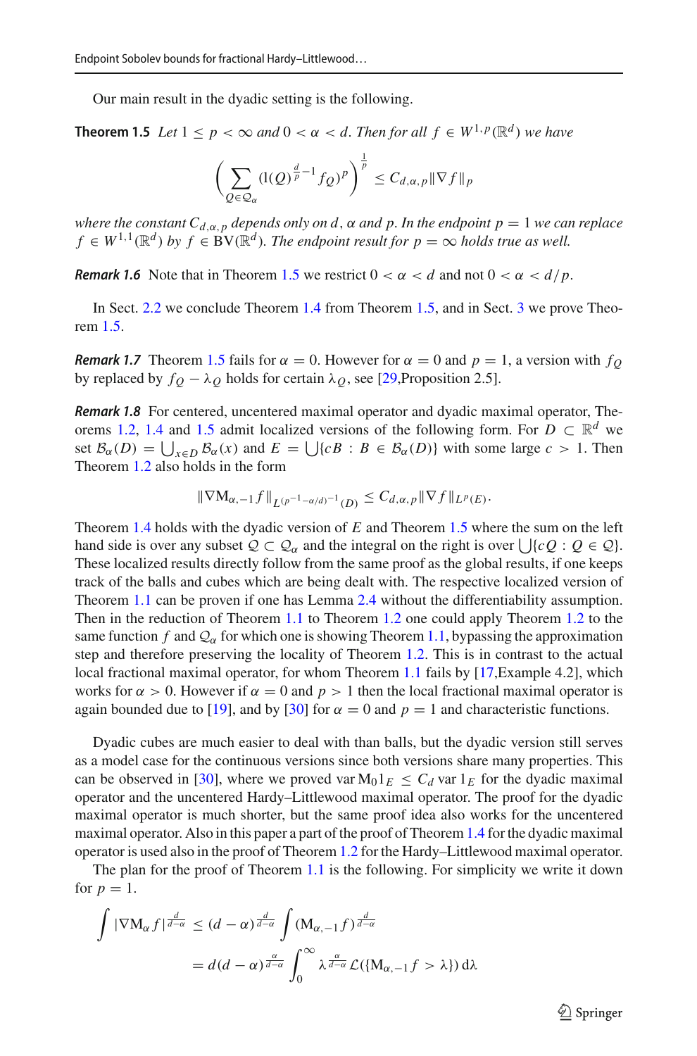Our main result in the dyadic setting is the following.

**Theorem 1.5** *Let $1 \le p < \infty$ and $0 < \alpha < d$. Then for all $f \in W^{1,p}(\mathbb{R}^d)$ we have*

$$\Big( \sum_{Q \in \mathcal{Q}_\alpha} (\mathrm{l}(Q)^{\frac{d}{p}-1} f_Q)^p \Big)^{\frac{1}{p}} \le C_{d,\alpha,p} \|\nabla f\|_p$$

*where the constant $C_{d,\alpha,p}$ depends only on $d$, $\alpha$ and $p$. In the endpoint $p = 1$ we can replace $f \in W^{1,1}(\mathbb{R}^d)$ by $f \in \mathrm{BV}(\mathbb{R}^d)$. The endpoint result for $p = \infty$ holds true as well.*

***Remark 1.6*** Note that in Theorem 1.5 we restrict $0 < \alpha < d$ and not $0 < \alpha < d/p$.

In Sect. 2.2 we conclude Theorem 1.4 from Theorem 1.5, and in Sect. 3 we prove Theorem 1.5.

***Remark 1.7*** Theorem 1.5 fails for $\alpha = 0$. However for $\alpha = 0$ and $p = 1$, a version with $f_Q$ by replaced by $f_Q - \lambda_Q$ holds for certain $\lambda_Q$, see [29,Proposition 2.5].

***Remark 1.8*** For centered, uncentered maximal operator and dyadic maximal operator, Theorems 1.2, 1.4 and 1.5 admit localized versions of the following form. For $D \subset \mathbb{R}^d$ we set $\mathcal{B}_\alpha(D) = \bigcup_{x \in D} \mathcal{B}_\alpha(x)$ and $E = \bigcup \{cB : B \in \mathcal{B}_\alpha(D)\}$ with some large $c > 1$. Then Theorem 1.2 also holds in the form

$$\|\nabla \mathrm{M}_{\alpha,-1} f\|_{L^{(p^{-1}-\alpha/d)^{-1}}(D)} \le C_{d,\alpha,p} \|\nabla f\|_{L^p(E)}.$$

Theorem 1.4 holds with the dyadic version of $E$ and Theorem 1.5 where the sum on the left hand side is over any subset $\mathcal{Q} \subset \mathcal{Q}_\alpha$ and the integral on the right is over $\bigcup \{cQ : Q \in \mathcal{Q}\}$. These localized results directly follow from the same proof as the global results, if one keeps track of the balls and cubes which are being dealt with. The respective localized version of Theorem 1.1 can be proven if one has Lemma 2.4 without the differentiability assumption. Then in the reduction of Theorem 1.1 to Theorem 1.2 one could apply Theorem 1.2 to the same function $f$ and $\mathcal{Q}_\alpha$ for which one is showing Theorem 1.1, bypassing the approximation step and therefore preserving the locality of Theorem 1.2. This is in contrast to the actual local fractional maximal operator, for whom Theorem 1.1 fails by [17,Example 4.2], which works for $\alpha > 0$. However if $\alpha = 0$ and $p > 1$ then the local fractional maximal operator is again bounded due to [19], and by [30] for $\alpha = 0$ and $p = 1$ and characteristic functions.

Dyadic cubes are much easier to deal with than balls, but the dyadic version still serves as a model case for the continuous versions since both versions share many properties. This can be observed in [30], where we proved $\operatorname{var} \mathrm{M}_0 1_E \le C_d \operatorname{var} 1_E$ for the dyadic maximal operator and the uncentered Hardy–Littlewood maximal operator. The proof for the dyadic maximal operator is much shorter, but the same proof idea also works for the uncentered maximal operator. Also in this paper a part of the proof of Theorem 1.4 for the dyadic maximal operator is used also in the proof of Theorem 1.2 for the Hardy–Littlewood maximal operator.

The plan for the proof of Theorem 1.1 is the following. For simplicity we write it down for $p = 1$.

$$\begin{aligned}
\int |\nabla \mathrm{M}_\alpha f|^{\frac{d}{d-\alpha}} &\le (d-\alpha)^{\frac{d}{d-\alpha}} \int (\mathrm{M}_{\alpha,-1} f)^{\frac{d}{d-\alpha}} \\
&= d(d-\alpha)^{\frac{\alpha}{d-\alpha}} \int_0^\infty \lambda^{\frac{\alpha}{d-\alpha}} \mathcal{L}(\{\mathrm{M}_{\alpha,-1} f > \lambda\}) \,\mathrm{d}\lambda
\end{aligned}$$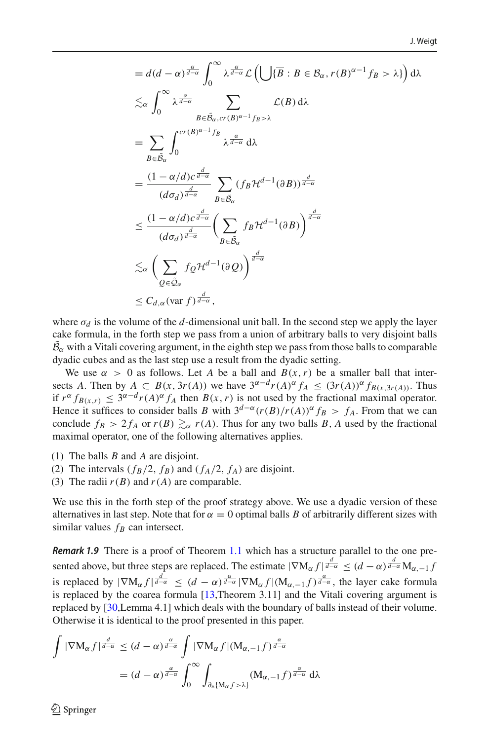$$
\begin{aligned}
&= d(d-\alpha)^{\frac{\alpha}{d-\alpha}} \int_0^\infty \lambda^{\frac{\alpha}{d-\alpha}} \mathcal{L}\left(\bigcup\{\overline{B} : B \in \mathcal{B}_\alpha, r(B)^{\alpha-1} f_B > \lambda\}\right) \mathrm{d}\lambda \\
&\lesssim_\alpha \int_0^\infty \lambda^{\frac{\alpha}{d-\alpha}} \sum_{B \in \tilde{\mathcal{B}}_\alpha, cr(B)^{\alpha-1} f_B > \lambda} \mathcal{L}(B) \,\mathrm{d}\lambda \\
&= \sum_{B \in \tilde{\mathcal{B}}_\alpha} \int_0^{cr(B)^{\alpha-1} f_B} \lambda^{\frac{\alpha}{d-\alpha}} \,\mathrm{d}\lambda \\
&= \frac{(1-\alpha/d) c^{\frac{d}{d-\alpha}}}{(d\sigma_d)^{\frac{d}{d-\alpha}}} \sum_{B \in \tilde{\mathcal{B}}_\alpha} (f_B \mathcal{H}^{d-1}(\partial B))^{\frac{d}{d-\alpha}} \\
&\leq \frac{(1-\alpha/d) c^{\frac{d}{d-\alpha}}}{(d\sigma_d)^{\frac{d}{d-\alpha}}} \left( \sum_{B \in \tilde{\mathcal{B}}_\alpha} f_B \mathcal{H}^{d-1}(\partial B) \right)^{\frac{d}{d-\alpha}} \\
&\lesssim_\alpha \left( \sum_{Q \in \tilde{\mathcal{Q}}_\alpha} f_Q \mathcal{H}^{d-1}(\partial Q) \right)^{\frac{d}{d-\alpha}} \\
&\leq C_{d,\alpha} (\operatorname{var} f)^{\frac{d}{d-\alpha}},
\end{aligned}
$$

where $\sigma_d$ is the volume of the $d$-dimensional unit ball. In the second step we apply the layer cake formula, in the forth step we pass from a union of arbitrary balls to very disjoint balls $\tilde{\mathcal{B}}_\alpha$ with a Vitali covering argument, in the eighth step we pass from those balls to comparable dyadic cubes and as the last step use a result from the dyadic setting.

We use $\alpha > 0$ as follows. Let $A$ be a ball and $B(x, r)$ be a smaller ball that intersects $A$. Then by $A \subset B(x, 3r(A))$ we have $3^{\alpha-d} r(A)^\alpha f_A \leq (3r(A))^\alpha f_{B(x,3r(A))}$. Thus if $r^\alpha f_{B(x,r)} \leq 3^{\alpha-d} r(A)^\alpha f_A$ then $B(x,r)$ is not used by the fractional maximal operator. Hence it suffices to consider balls $B$ with $3^{d-\alpha}(r(B)/r(A))^\alpha f_B > f_A$. From that we can conclude $f_B > 2 f_A$ or $r(B) \gtrsim_\alpha r(A)$. Thus for any two balls $B, A$ used by the fractional maximal operator, one of the following alternatives applies.

(1) The balls $B$ and $A$ are disjoint.
(2) The intervals $(f_B/2, f_B)$ and $(f_A/2, f_A)$ are disjoint.
(3) The radii $r(B)$ and $r(A)$ are comparable.

We use this in the forth step of the proof strategy above. We use a dyadic version of these alternatives in last step. Note that for $\alpha = 0$ optimal balls $B$ of arbitrarily different sizes with similar values $f_B$ can intersect.

***Remark 1.9*** There is a proof of Theorem 1.1 which has a structure parallel to the one presented above, but three steps are replaced. The estimate $|\nabla \mathrm{M}_\alpha f|^{\frac{d}{d-\alpha}} \leq (d-\alpha)^{\frac{d}{d-\alpha}} \mathrm{M}_{\alpha,-1} f$ is replaced by $|\nabla \mathrm{M}_\alpha f|^{\frac{d}{d-\alpha}} \leq (d-\alpha)^{\frac{\alpha}{d-\alpha}} |\nabla \mathrm{M}_\alpha f| (\mathrm{M}_{\alpha,-1} f)^{\frac{\alpha}{d-\alpha}}$, the layer cake formula is replaced by the coarea formula [13,Theorem 3.11] and the Vitali covering argument is replaced by [30,Lemma 4.1] which deals with the boundary of balls instead of their volume. Otherwise it is identical to the proof presented in this paper.

$$
\begin{aligned}
\int |\nabla \mathrm{M}_\alpha f|^{\frac{d}{d-\alpha}} &\leq (d-\alpha)^{\frac{\alpha}{d-\alpha}} \int |\nabla \mathrm{M}_\alpha f| (\mathrm{M}_{\alpha,-1} f)^{\frac{\alpha}{d-\alpha}} \\
&= (d-\alpha)^{\frac{\alpha}{d-\alpha}} \int_0^\infty \int_{\partial_* \{\mathrm{M}_\alpha f > \lambda\}} (\mathrm{M}_{\alpha,-1} f)^{\frac{\alpha}{d-\alpha}} \,\mathrm{d}\lambda
\end{aligned}
$$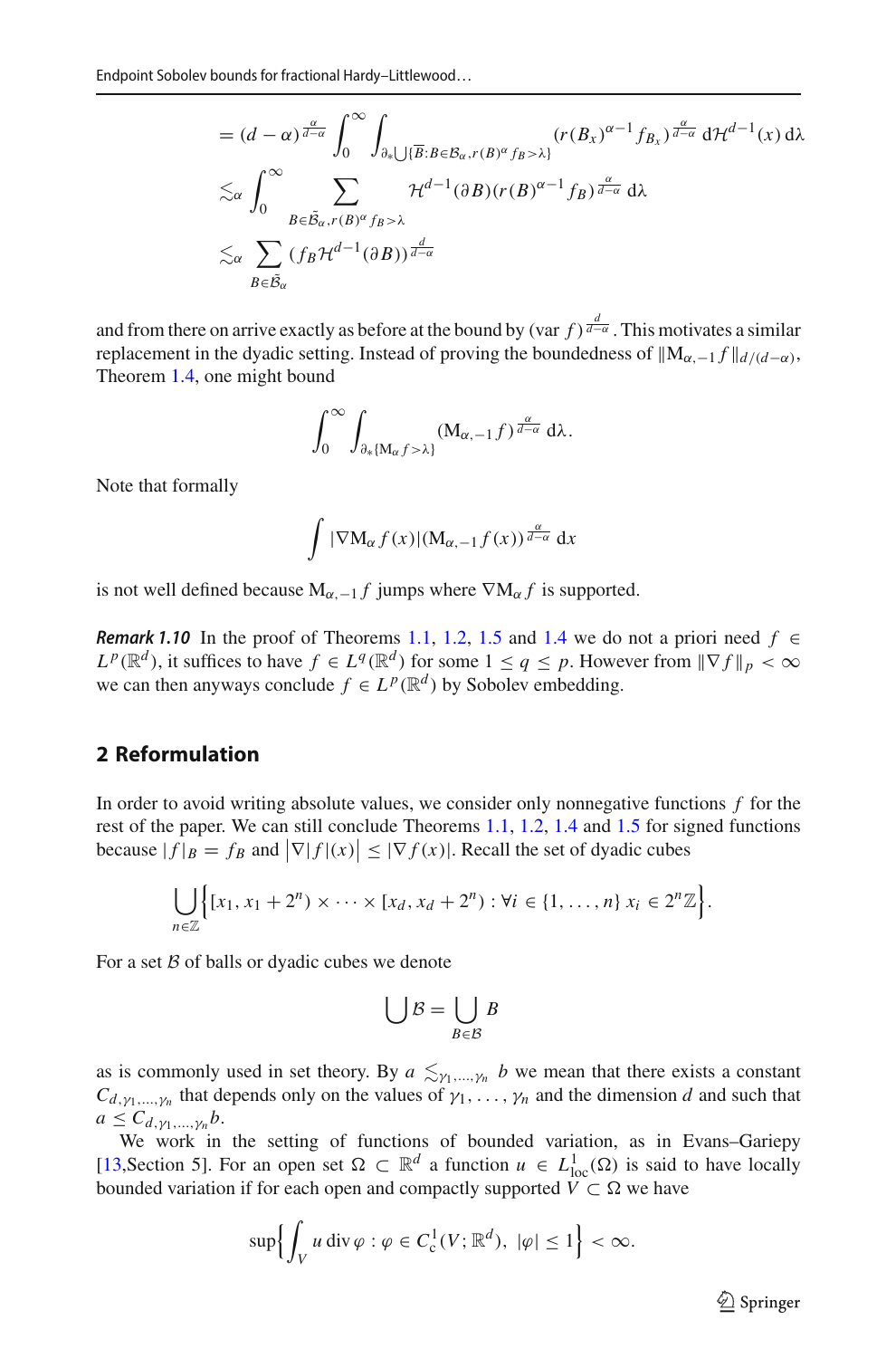$$
\begin{aligned}
&= (d-\alpha)^{\frac{\alpha}{d-\alpha}} \int_0^\infty \int_{\partial_* \bigcup \{\overline{B}: B \in \mathcal{B}_\alpha, r(B)^\alpha f_B > \lambda\}} (r(B_x)^{\alpha-1} f_{B_x})^{\frac{\alpha}{d-\alpha}} \, \mathrm{d}\mathcal{H}^{d-1}(x) \, \mathrm{d}\lambda \\
&\lesssim_\alpha \int_0^\infty \sum_{B \in \tilde{\mathcal{B}}_\alpha, r(B)^\alpha f_B > \lambda} \mathcal{H}^{d-1}(\partial B) (r(B)^{\alpha-1} f_B)^{\frac{\alpha}{d-\alpha}} \, \mathrm{d}\lambda \\
&\lesssim_\alpha \sum_{B \in \tilde{\mathcal{B}}_\alpha} (f_B \mathcal{H}^{d-1}(\partial B))^{\frac{d}{d-\alpha}}
\end{aligned}
$$

and from there on arrive exactly as before at the bound by $(\operatorname{var} f)^{\frac{d}{d-\alpha}}$. This motivates a similar replacement in the dyadic setting. Instead of proving the boundedness of $\|\mathrm{M}_{\alpha,-1} f\|_{d/(d-\alpha)}$, Theorem 1.4, one might bound

$$
\int_0^\infty \int_{\partial_* \{\mathrm{M}_\alpha f > \lambda\}} (\mathrm{M}_{\alpha,-1} f)^{\frac{\alpha}{d-\alpha}} \, \mathrm{d}\lambda.
$$

Note that formally

$$
\int |\nabla \mathrm{M}_\alpha f(x)| (\mathrm{M}_{\alpha,-1} f(x))^{\frac{\alpha}{d-\alpha}} \, \mathrm{d}x
$$

is not well defined because $\mathrm{M}_{\alpha,-1} f$ jumps where $\nabla \mathrm{M}_\alpha f$ is supported.

***Remark 1.10*** In the proof of Theorems 1.1, 1.2, 1.5 and 1.4 we do not a priori need $f \in L^p(\mathbb{R}^d)$, it suffices to have $f \in L^q(\mathbb{R}^d)$ for some $1 \le q \le p$. However from $\|\nabla f\|_p < \infty$ we can then anyways conclude $f \in L^p(\mathbb{R}^d)$ by Sobolev embedding.

## 2 Reformulation

In order to avoid writing absolute values, we consider only nonnegative functions $f$ for the rest of the paper. We can still conclude Theorems 1.1, 1.2, 1.4 and 1.5 for signed functions because $|f|_B = f_B$ and $\big|\nabla |f|(x)\big| \le |\nabla f(x)|$. Recall the set of dyadic cubes

$$
\bigcup_{n \in \mathbb{Z}} \Big\{ [x_1, x_1 + 2^n) \times \cdots \times [x_d, x_d + 2^n) : \forall i \in \{1, \dots, n\} \; x_i \in 2^n \mathbb{Z} \Big\}.
$$

For a set $\mathcal{B}$ of balls or dyadic cubes we denote

$$
\bigcup \mathcal{B} = \bigcup_{B \in \mathcal{B}} B
$$

as is commonly used in set theory. By $a \lesssim_{\gamma_1, \dots, \gamma_n} b$ we mean that there exists a constant $C_{d,\gamma_1,\dots,\gamma_n}$ that depends only on the values of $\gamma_1, \dots, \gamma_n$ and the dimension $d$ and such that $a \le C_{d,\gamma_1,\dots,\gamma_n} b$.

We work in the setting of functions of bounded variation, as in Evans–Gariepy [13,Section 5]. For an open set $\Omega \subset \mathbb{R}^d$ a function $u \in L^1_{\mathrm{loc}}(\Omega)$ is said to have locally bounded variation if for each open and compactly supported $V \subset \Omega$ we have

$$
\sup \Big\{ \int_V u \operatorname{div} \varphi : \varphi \in C^1_{\mathrm{c}}(V; \mathbb{R}^d), \; |\varphi| \le 1 \Big\} < \infty.
$$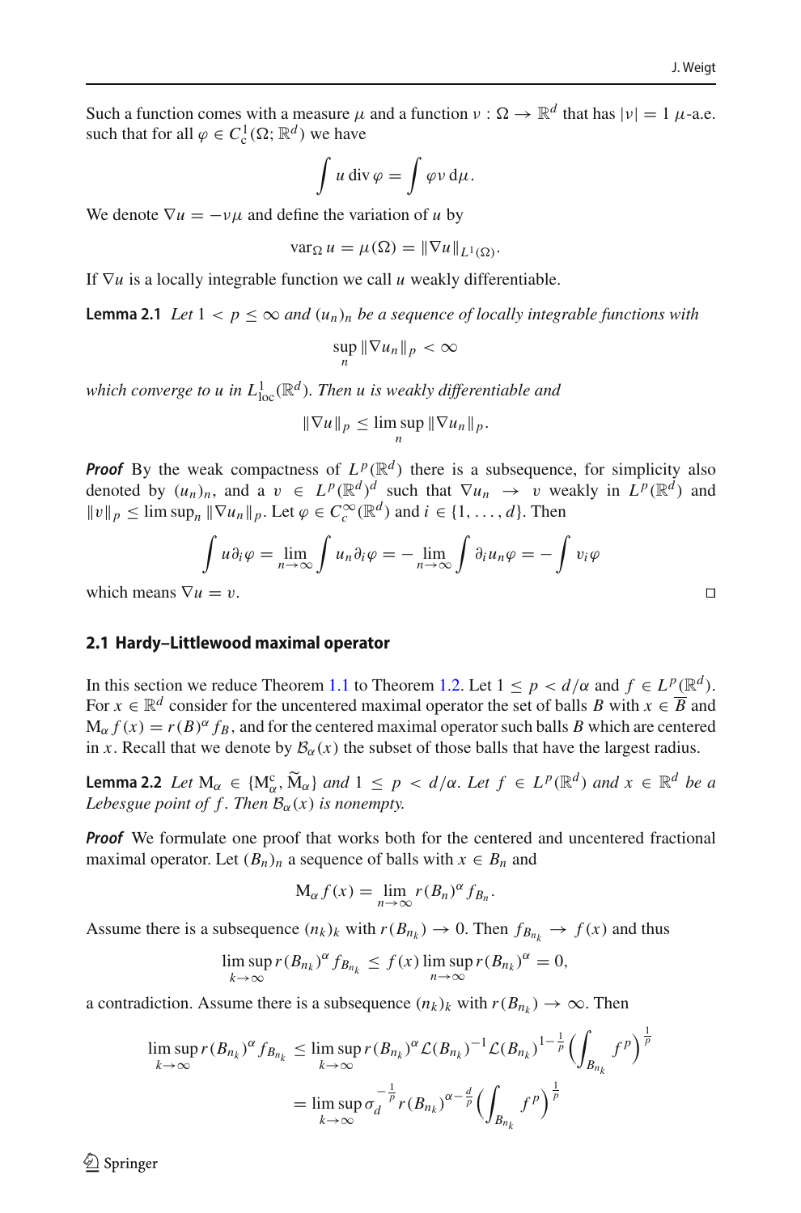Such a function comes with a measure $\mu$ and a function $\nu : \Omega \to \mathbb{R}^d$ that has $|\nu| = 1$ $\mu$-a.e. such that for all $\varphi \in C^1_c(\Omega; \mathbb{R}^d)$ we have

$$\int u \operatorname{div} \varphi = \int \varphi \nu \, \mathrm{d}\mu.$$

We denote $\nabla u = -\nu\mu$ and define the variation of $u$ by

$$\operatorname{var}_\Omega u = \mu(\Omega) = \|\nabla u\|_{L^1(\Omega)}.$$

If $\nabla u$ is a locally integrable function we call $u$ weakly differentiable.

**Lemma 2.1** *Let $1 < p \leq \infty$ and $(u_n)_n$ be a sequence of locally integrable functions with*

$$\sup_n \|\nabla u_n\|_p < \infty$$

*which converge to $u$ in $L^1_{\mathrm{loc}}(\mathbb{R}^d)$. Then $u$ is weakly differentiable and*

$$\|\nabla u\|_p \leq \limsup_n \|\nabla u_n\|_p.$$

***Proof*** By the weak compactness of $L^p(\mathbb{R}^d)$ there is a subsequence, for simplicity also denoted by $(u_n)_n$, and a $v \in L^p(\mathbb{R}^d)^d$ such that $\nabla u_n \to v$ weakly in $L^p(\mathbb{R}^d)$ and $\|v\|_p \leq \limsup_n \|\nabla u_n\|_p$. Let $\varphi \in C^\infty_c(\mathbb{R}^d)$ and $i \in \{1, \ldots, d\}$. Then

$$\int u \partial_i \varphi = \lim_{n\to\infty} \int u_n \partial_i \varphi = -\lim_{n\to\infty} \int \partial_i u_n \varphi = -\int v_i \varphi$$

which means $\nabla u = v$. □

## 2.1 Hardy–Littlewood maximal operator

In this section we reduce Theorem 1.1 to Theorem 1.2. Let $1 \leq p < d/\alpha$ and $f \in L^p(\mathbb{R}^d)$. For $x \in \mathbb{R}^d$ consider for the uncentered maximal operator the set of balls $B$ with $x \in \overline{B}$ and $\mathrm{M}_\alpha f(x) = r(B)^\alpha f_B$, and for the centered maximal operator such balls $B$ which are centered in $x$. Recall that we denote by $\mathcal{B}_\alpha(x)$ the subset of those balls that have the largest radius.

**Lemma 2.2** *Let $\mathrm{M}_\alpha \in \{\mathrm{M}^{\mathrm{c}}_\alpha, \widetilde{\mathrm{M}}_\alpha\}$ and $1 \leq p < d/\alpha$. Let $f \in L^p(\mathbb{R}^d)$ and $x \in \mathbb{R}^d$ be a Lebesgue point of $f$. Then $\mathcal{B}_\alpha(x)$ is nonempty.*

***Proof*** We formulate one proof that works both for the centered and uncentered fractional maximal operator. Let $(B_n)_n$ a sequence of balls with $x \in B_n$ and

$$\mathrm{M}_\alpha f(x) = \lim_{n\to\infty} r(B_n)^\alpha f_{B_n}.$$

Assume there is a subsequence $(n_k)_k$ with $r(B_{n_k}) \to 0$. Then $f_{B_{n_k}} \to f(x)$ and thus

$$\limsup_{k\to\infty} r(B_{n_k})^\alpha f_{B_{n_k}} \leq f(x) \limsup_{n\to\infty} r(B_{n_k})^\alpha = 0,$$

a contradiction. Assume there is a subsequence $(n_k)_k$ with $r(B_{n_k}) \to \infty$. Then

$$\begin{aligned}
\limsup_{k\to\infty} r(B_{n_k})^\alpha f_{B_{n_k}} &\leq \limsup_{k\to\infty} r(B_{n_k})^\alpha \mathcal{L}(B_{n_k})^{-1} \mathcal{L}(B_{n_k})^{1-\frac{1}{p}} \Big( \int_{B_{n_k}} f^p \Big)^{\frac{1}{p}} \\
&= \limsup_{k\to\infty} \sigma_d^{-\frac{1}{p}} r(B_{n_k})^{\alpha - \frac{d}{p}} \Big( \int_{B_{n_k}} f^p \Big)^{\frac{1}{p}}
\end{aligned}$$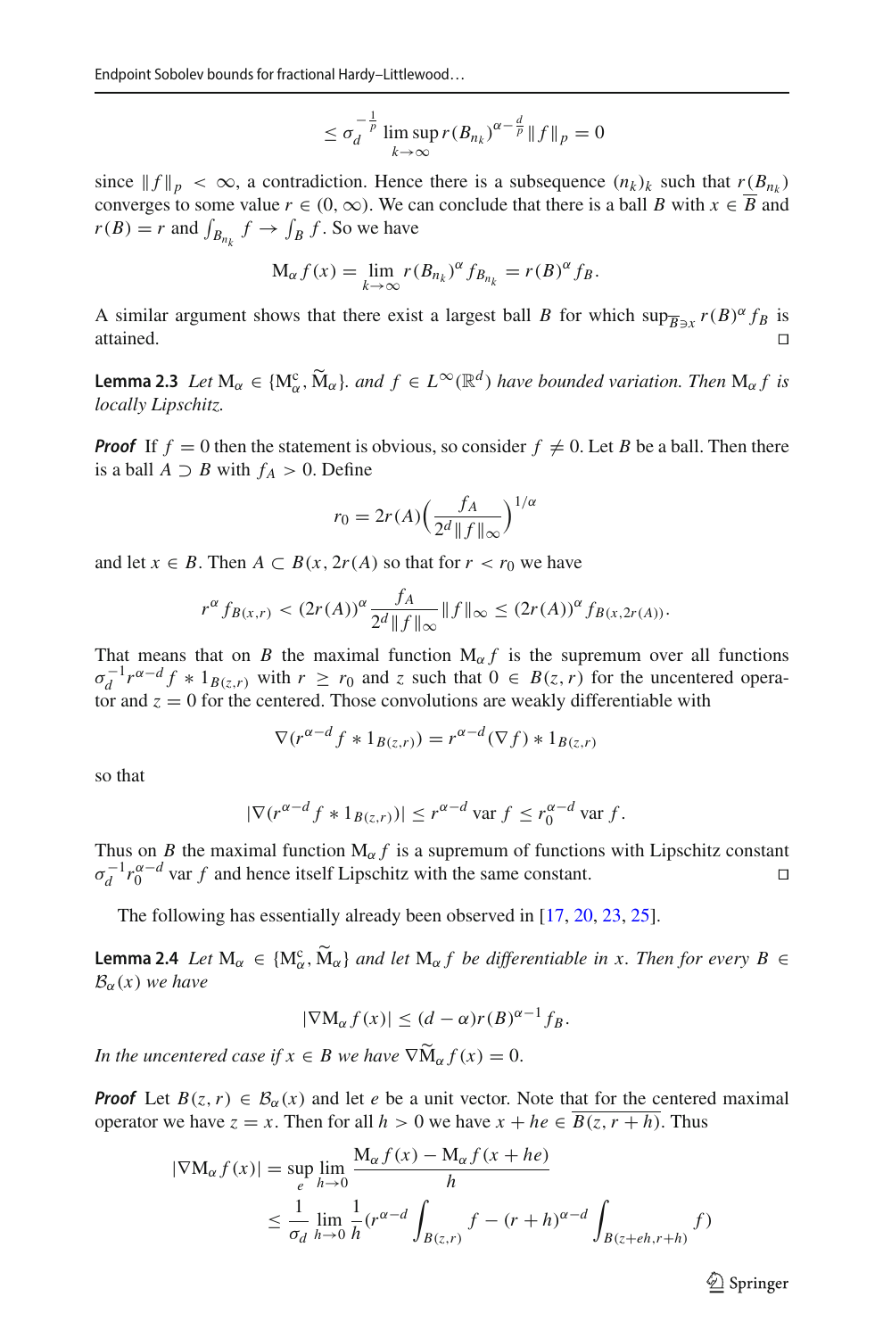$$\leq \sigma_d^{-\frac{1}{p}} \limsup_{k\to\infty} r(B_{n_k})^{\alpha-\frac{d}{p}} \|f\|_p = 0$$

since $\|f\|_p < \infty$, a contradiction. Hence there is a subsequence $(n_k)_k$ such that $r(B_{n_k})$ converges to some value $r \in (0,\infty)$. We can conclude that there is a ball $B$ with $x \in \overline{B}$ and $r(B) = r$ and $\int_{B_{n_k}} f \to \int_B f$. So we have

$$\mathrm{M}_\alpha f(x) = \lim_{k\to\infty} r(B_{n_k})^\alpha f_{B_{n_k}} = r(B)^\alpha f_B.$$

A similar argument shows that there exist a largest ball $B$ for which $\sup_{\overline{B}\ni x} r(B)^\alpha f_B$ is attained. □

**Lemma 2.3** *Let* $\mathrm{M}_\alpha \in \{\mathrm{M}_\alpha^{\mathrm{c}}, \widetilde{\mathrm{M}}_\alpha\}$. *and* $f \in L^\infty(\mathbb{R}^d)$ *have bounded variation. Then* $\mathrm{M}_\alpha f$ *is locally Lipschitz.*

***Proof*** If $f = 0$ then the statement is obvious, so consider $f \neq 0$. Let $B$ be a ball. Then there is a ball $A \supset B$ with $f_A > 0$. Define

$$r_0 = 2r(A)\Big(\frac{f_A}{2^d \|f\|_\infty}\Big)^{1/\alpha}$$

and let $x \in B$. Then $A \subset B(x, 2r(A))$ so that for $r < r_0$ we have

$$r^\alpha f_{B(x,r)} < (2r(A))^\alpha \frac{f_A}{2^d\|f\|_\infty}\|f\|_\infty \leq (2r(A))^\alpha f_{B(x,2r(A))}.$$

That means that on $B$ the maximal function $\mathrm{M}_\alpha f$ is the supremum over all functions $\sigma_d^{-1} r^{\alpha-d} f * 1_{B(z,r)}$ with $r \geq r_0$ and $z$ such that $0 \in B(z,r)$ for the uncentered operator and $z = 0$ for the centered. Those convolutions are weakly differentiable with

$$\nabla(r^{\alpha-d} f * 1_{B(z,r)}) = r^{\alpha-d}(\nabla f) * 1_{B(z,r)}$$

so that

$$|\nabla(r^{\alpha-d} f * 1_{B(z,r)})| \leq r^{\alpha-d} \operatorname{var} f \leq r_0^{\alpha-d} \operatorname{var} f.$$

Thus on $B$ the maximal function $\mathrm{M}_\alpha f$ is a supremum of functions with Lipschitz constant $\sigma_d^{-1} r_0^{\alpha-d} \operatorname{var} f$ and hence itself Lipschitz with the same constant. □

The following has essentially already been observed in [17, 20, 23, 25].

**Lemma 2.4** *Let* $\mathrm{M}_\alpha \in \{\mathrm{M}_\alpha^{\mathrm{c}}, \widetilde{\mathrm{M}}_\alpha\}$ *and let* $\mathrm{M}_\alpha f$ *be differentiable in* $x$. *Then for every* $B \in \mathcal{B}_\alpha(x)$ *we have*

$$|\nabla \mathrm{M}_\alpha f(x)| \leq (d-\alpha) r(B)^{\alpha-1} f_B.$$

*In the uncentered case if* $x \in B$ *we have* $\nabla \widetilde{\mathrm{M}}_\alpha f(x) = 0$.

***Proof*** Let $B(z,r) \in \mathcal{B}_\alpha(x)$ and let $e$ be a unit vector. Note that for the centered maximal operator we have $z = x$. Then for all $h > 0$ we have $x + he \in \overline{B(z, r+h)}$. Thus

$$\begin{aligned}
|\nabla \mathrm{M}_\alpha f(x)| &= \sup_e \lim_{h\to 0} \frac{\mathrm{M}_\alpha f(x) - \mathrm{M}_\alpha f(x+he)}{h} \\
&\leq \frac{1}{\sigma_d} \lim_{h\to 0} \frac{1}{h}\Big(r^{\alpha-d}\int_{B(z,r)} f - (r+h)^{\alpha-d}\int_{B(z+eh,r+h)} f\Big)
\end{aligned}$$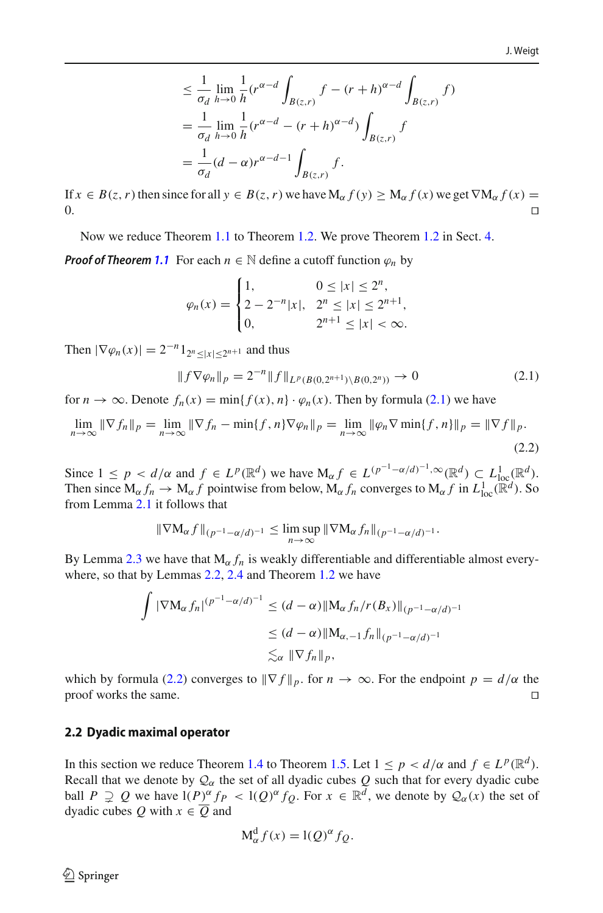$$
\begin{aligned}
&\leq \frac{1}{\sigma_d} \lim_{h\to 0} \frac{1}{h}\Big(r^{\alpha-d}\int_{B(z,r)} f - (r+h)^{\alpha-d}\int_{B(z,r)} f\Big)\\
&= \frac{1}{\sigma_d} \lim_{h\to 0} \frac{1}{h}\big(r^{\alpha-d} - (r+h)^{\alpha-d}\big)\int_{B(z,r)} f\\
&= \frac{1}{\sigma_d}(d-\alpha) r^{\alpha-d-1}\int_{B(z,r)} f.
\end{aligned}
$$

If $x \in B(z,r)$ then since for all $y \in B(z,r)$ we have $\mathrm{M}_\alpha f(y) \geq \mathrm{M}_\alpha f(x)$ we get $\nabla \mathrm{M}_\alpha f(x) = 0$. $\square$

Now we reduce Theorem 1.1 to Theorem 1.2. We prove Theorem 1.2 in Sect. 4.

***Proof of Theorem 1.1*** For each $n \in \mathbb{N}$ define a cutoff function $\varphi_n$ by

$$
\varphi_n(x) = \begin{cases} 1, & 0 \leq |x| \leq 2^n,\\ 2 - 2^{-n}|x|, & 2^n \leq |x| \leq 2^{n+1},\\ 0, & 2^{n+1} \leq |x| < \infty. \end{cases}
$$

Then $|\nabla \varphi_n(x)| = 2^{-n} 1_{2^n \leq |x| \leq 2^{n+1}}$ and thus

$$
\|f\nabla\varphi_n\|_p = 2^{-n}\|f\|_{L^p(B(0,2^{n+1})\setminus B(0,2^n))} \to 0 \tag{2.1}
$$

for $n \to \infty$. Denote $f_n(x) = \min\{f(x), n\}\cdot\varphi_n(x)$. Then by formula (2.1) we have

$$
\lim_{n\to\infty}\|\nabla f_n\|_p = \lim_{n\to\infty}\|\nabla f_n - \min\{f,n\}\nabla\varphi_n\|_p = \lim_{n\to\infty}\|\varphi_n\nabla\min\{f,n\}\|_p = \|\nabla f\|_p. \tag{2.2}
$$

Since $1 \leq p < d/\alpha$ and $f \in L^p(\mathbb{R}^d)$ we have $\mathrm{M}_\alpha f \in L^{(p^{-1}-\alpha/d)^{-1},\infty}(\mathbb{R}^d) \subset L^1_{\mathrm{loc}}(\mathbb{R}^d)$. Then since $\mathrm{M}_\alpha f_n \to \mathrm{M}_\alpha f$ pointwise from below, $\mathrm{M}_\alpha f_n$ converges to $\mathrm{M}_\alpha f$ in $L^1_{\mathrm{loc}}(\mathbb{R}^d)$. So from Lemma 2.1 it follows that

$$
\|\nabla \mathrm{M}_\alpha f\|_{(p^{-1}-\alpha/d)^{-1}} \leq \limsup_{n\to\infty}\|\nabla\mathrm{M}_\alpha f_n\|_{(p^{-1}-\alpha/d)^{-1}}.
$$

By Lemma 2.3 we have that $\mathrm{M}_\alpha f_n$ is weakly differentiable and differentiable almost everywhere, so that by Lemmas 2.2, 2.4 and Theorem 1.2 we have

$$
\begin{aligned}
\int |\nabla \mathrm{M}_\alpha f_n|^{(p^{-1}-\alpha/d)^{-1}} &\leq (d-\alpha)\|\mathrm{M}_\alpha f_n / r(B_x)\|_{(p^{-1}-\alpha/d)^{-1}}\\
&\leq (d-\alpha)\|\mathrm{M}_{\alpha,-1} f_n\|_{(p^{-1}-\alpha/d)^{-1}}\\
&\lesssim_\alpha \|\nabla f_n\|_p,
\end{aligned}
$$

which by formula (2.2) converges to $\|\nabla f\|_p$. for $n \to \infty$. For the endpoint $p = d/\alpha$ the proof works the same. $\square$

### 2.2 Dyadic maximal operator

In this section we reduce Theorem 1.4 to Theorem 1.5. Let $1 \leq p < d/\alpha$ and $f \in L^p(\mathbb{R}^d)$. Recall that we denote by $\mathcal{Q}_\alpha$ the set of all dyadic cubes $Q$ such that for every dyadic cube ball $P \supsetneq Q$ we have $\mathrm{l}(P)^\alpha f_P < \mathrm{l}(Q)^\alpha f_Q$. For $x \in \mathbb{R}^d$, we denote by $\mathcal{Q}_\alpha(x)$ the set of dyadic cubes $Q$ with $x \in \overline{Q}$ and

$$
\mathrm{M}^{\mathrm{d}}_\alpha f(x) = \mathrm{l}(Q)^\alpha f_Q.
$$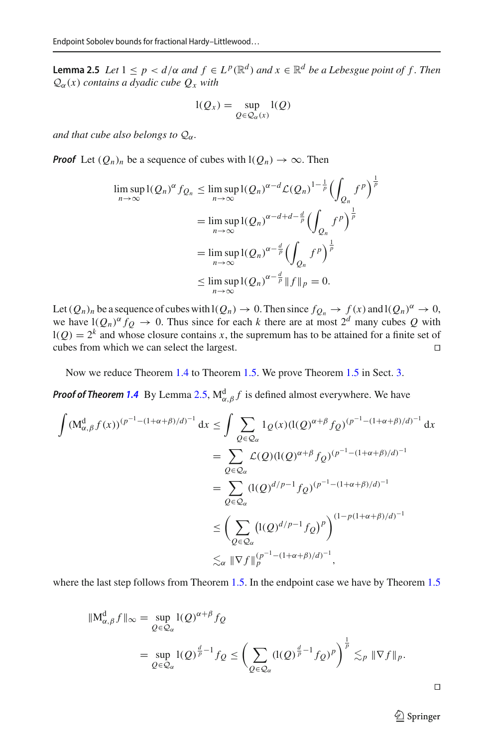**Lemma 2.5** *Let $1 \le p < d/\alpha$ and $f \in L^p(\mathbb{R}^d)$ and $x \in \mathbb{R}^d$ be a Lebesgue point of $f$. Then $\mathcal{Q}_\alpha(x)$ contains a dyadic cube $Q_x$ with*

$$\mathrm{l}(Q_x) = \sup_{Q \in \mathcal{Q}_\alpha(x)} \mathrm{l}(Q)$$

*and that cube also belongs to $\mathcal{Q}_\alpha$.*

***Proof*** Let $(Q_n)_n$ be a sequence of cubes with $\mathrm{l}(Q_n) \to \infty$. Then

$$\begin{aligned}
\limsup_{n\to\infty} \mathrm{l}(Q_n)^\alpha f_{Q_n} &\le \limsup_{n\to\infty} \mathrm{l}(Q_n)^{\alpha-d} \mathcal{L}(Q_n)^{1-\frac{1}{p}} \Big( \int_{Q_n} f^p \Big)^{\frac{1}{p}} \\
&= \limsup_{n\to\infty} \mathrm{l}(Q_n)^{\alpha-d+d-\frac{d}{p}} \Big( \int_{Q_n} f^p \Big)^{\frac{1}{p}} \\
&= \limsup_{n\to\infty} \mathrm{l}(Q_n)^{\alpha-\frac{d}{p}} \Big( \int_{Q_n} f^p \Big)^{\frac{1}{p}} \\
&\le \limsup_{n\to\infty} \mathrm{l}(Q_n)^{\alpha-\frac{d}{p}} \|f\|_p = 0.
\end{aligned}$$

Let $(Q_n)_n$ be a sequence of cubes with $\mathrm{l}(Q_n) \to 0$. Then since $f_{Q_n} \to f(x)$ and $\mathrm{l}(Q_n)^\alpha \to 0$, we have $\mathrm{l}(Q_n)^\alpha f_Q \to 0$. Thus since for each $k$ there are at most $2^d$ many cubes $Q$ with $\mathrm{l}(Q) = 2^k$ and whose closure contains $x$, the supremum has to be attained for a finite set of cubes from which we can select the largest. ◻

Now we reduce Theorem 1.4 to Theorem 1.5. We prove Theorem 1.5 in Sect. 3.

***Proof of Theorem 1.4*** By Lemma 2.5, $\mathrm{M}^{\mathrm{d}}_{\alpha,\beta} f$ is defined almost everywhere. We have

$$\begin{aligned}
\int (\mathrm{M}^{\mathrm{d}}_{\alpha,\beta} f(x))^{(p^{-1}-(1+\alpha+\beta)/d)^{-1}} \,\mathrm{d}x &\le \int \sum_{Q\in\mathcal{Q}_\alpha} 1_Q(x) (\mathrm{l}(Q)^{\alpha+\beta} f_Q)^{(p^{-1}-(1+\alpha+\beta)/d)^{-1}} \,\mathrm{d}x \\
&= \sum_{Q\in\mathcal{Q}_\alpha} \mathcal{L}(Q) (\mathrm{l}(Q)^{\alpha+\beta} f_Q)^{(p^{-1}-(1+\alpha+\beta)/d)^{-1}} \\
&= \sum_{Q\in\mathcal{Q}_\alpha} (\mathrm{l}(Q)^{d/p-1} f_Q)^{(p^{-1}-(1+\alpha+\beta)/d)^{-1}} \\
&\le \Big( \sum_{Q\in\mathcal{Q}_\alpha} (\mathrm{l}(Q)^{d/p-1} f_Q)^p \Big)^{(1-p(1+\alpha+\beta)/d)^{-1}} \\
&\lesssim_\alpha \|\nabla f\|_p^{(p^{-1}-(1+\alpha+\beta)/d)^{-1}},
\end{aligned}$$

where the last step follows from Theorem 1.5. In the endpoint case we have by Theorem 1.5

$$\begin{aligned}
\|\mathrm{M}^{\mathrm{d}}_{\alpha,\beta} f\|_\infty &= \sup_{Q\in\mathcal{Q}_\alpha} \mathrm{l}(Q)^{\alpha+\beta} f_Q \\
&= \sup_{Q\in\mathcal{Q}_\alpha} \mathrm{l}(Q)^{\frac{d}{p}-1} f_Q \le \Big( \sum_{Q\in\mathcal{Q}_\alpha} (\mathrm{l}(Q)^{\frac{d}{p}-1} f_Q)^p \Big)^{\frac{1}{p}} \lesssim_p \|\nabla f\|_p.
\end{aligned}$$

◻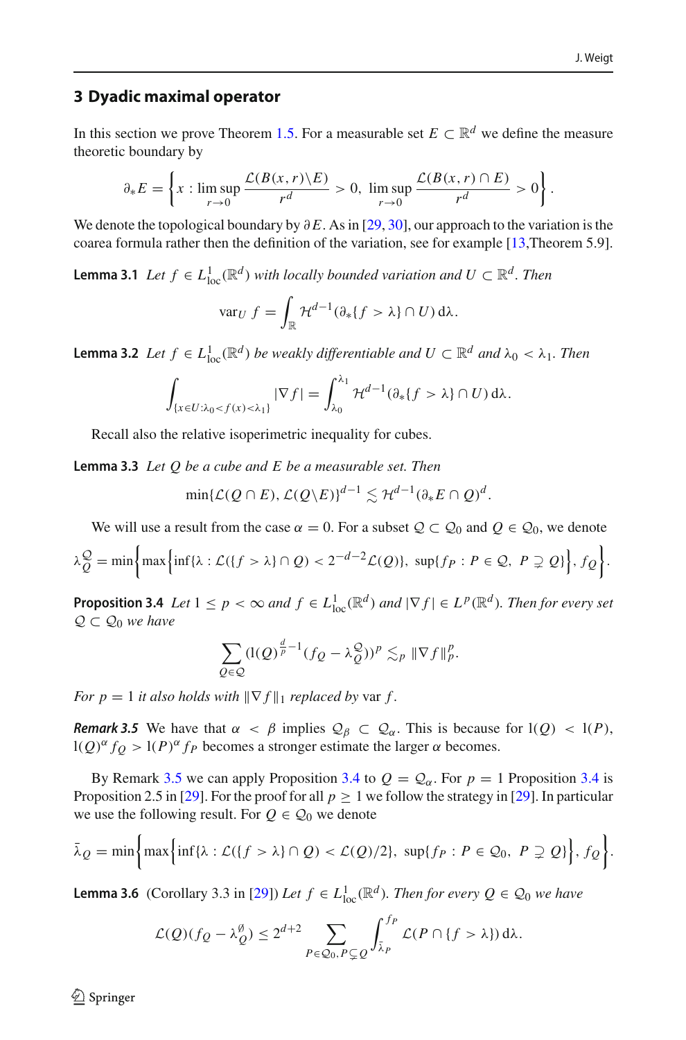## 3 Dyadic maximal operator

In this section we prove Theorem 1.5. For a measurable set $E \subset \mathbb{R}^d$ we define the measure theoretic boundary by

$$\partial_* E = \left\{ x : \limsup_{r\to 0} \frac{\mathcal{L}(B(x,r)\backslash E)}{r^d} > 0,\ \limsup_{r\to 0} \frac{\mathcal{L}(B(x,r)\cap E)}{r^d} > 0 \right\}.$$

We denote the topological boundary by $\partial E$. As in [29, 30], our approach to the variation is the coarea formula rather then the definition of the variation, see for example [13,Theorem 5.9].

**Lemma 3.1** *Let $f \in L^1_{\mathrm{loc}}(\mathbb{R}^d)$ with locally bounded variation and $U \subset \mathbb{R}^d$. Then*

$$\mathrm{var}_U\, f = \int_{\mathbb{R}} \mathcal{H}^{d-1}(\partial_*\{f > \lambda\} \cap U)\,\mathrm{d}\lambda.$$

**Lemma 3.2** *Let $f \in L^1_{\mathrm{loc}}(\mathbb{R}^d)$ be weakly differentiable and $U \subset \mathbb{R}^d$ and $\lambda_0 < \lambda_1$. Then*

$$\int_{\{x\in U:\lambda_0<f(x)<\lambda_1\}} |\nabla f| = \int_{\lambda_0}^{\lambda_1} \mathcal{H}^{d-1}(\partial_*\{f > \lambda\} \cap U)\,\mathrm{d}\lambda.$$

Recall also the relative isoperimetric inequality for cubes.

**Lemma 3.3** *Let $Q$ be a cube and $E$ be a measurable set. Then*

$$\min\{\mathcal{L}(Q\cap E), \mathcal{L}(Q\backslash E)\}^{d-1} \lesssim \mathcal{H}^{d-1}(\partial_* E \cap Q)^d.$$

We will use a result from the case $\alpha = 0$. For a subset $\mathcal{Q} \subset \mathcal{Q}_0$ and $Q \in \mathcal{Q}_0$, we denote

$$\lambda_Q^{\mathcal{Q}} = \min\left\{ \max\left\{ \inf\{\lambda : \mathcal{L}(\{f > \lambda\}\cap Q) < 2^{-d-2}\mathcal{L}(Q)\},\ \sup\{f_P : P \in \mathcal{Q},\ P \supsetneq Q\} \right\}, f_Q \right\}.$$

**Proposition 3.4** *Let $1 \le p < \infty$ and $f \in L^1_{\mathrm{loc}}(\mathbb{R}^d)$ and $|\nabla f| \in L^p(\mathbb{R}^d)$. Then for every set $\mathcal{Q} \subset \mathcal{Q}_0$ we have*

$$\sum_{Q\in\mathcal{Q}} (\mathrm{l}(Q)^{\frac{d}{p}-1}(f_Q - \lambda_Q^{\mathcal{Q}}))^p \lesssim_p \|\nabla f\|_p^p.$$

*For $p = 1$ it also holds with $\|\nabla f\|_1$ replaced by $\mathrm{var}\, f$.*

***Remark 3.5*** We have that $\alpha < \beta$ implies $\mathcal{Q}_\beta \subset \mathcal{Q}_\alpha$. This is because for $\mathrm{l}(Q) < \mathrm{l}(P)$, $\mathrm{l}(Q)^\alpha f_Q > \mathrm{l}(P)^\alpha f_P$ becomes a stronger estimate the larger $\alpha$ becomes.

By Remark 3.5 we can apply Proposition 3.4 to $\mathcal{Q} = \mathcal{Q}_\alpha$. For $p = 1$ Proposition 3.4 is Proposition 2.5 in [29]. For the proof for all $p \ge 1$ we follow the strategy in [29]. In particular we use the following result. For $Q \in \mathcal{Q}_0$ we denote

$$\bar\lambda_Q = \min\left\{ \max\left\{ \inf\{\lambda : \mathcal{L}(\{f > \lambda\}\cap Q) < \mathcal{L}(Q)/2\},\ \sup\{f_P : P \in \mathcal{Q}_0,\ P \supsetneq Q\} \right\}, f_Q \right\}.$$

**Lemma 3.6** (Corollary 3.3 in [29]) *Let $f \in L^1_{\mathrm{loc}}(\mathbb{R}^d)$. Then for every $Q \in \mathcal{Q}_0$ we have*

$$\mathcal{L}(Q)(f_Q - \lambda_Q^{\emptyset}) \le 2^{d+2} \sum_{P\in\mathcal{Q}_0, P\subsetneq Q} \int_{\bar\lambda_P}^{f_P} \mathcal{L}(P \cap \{f > \lambda\})\,\mathrm{d}\lambda.$$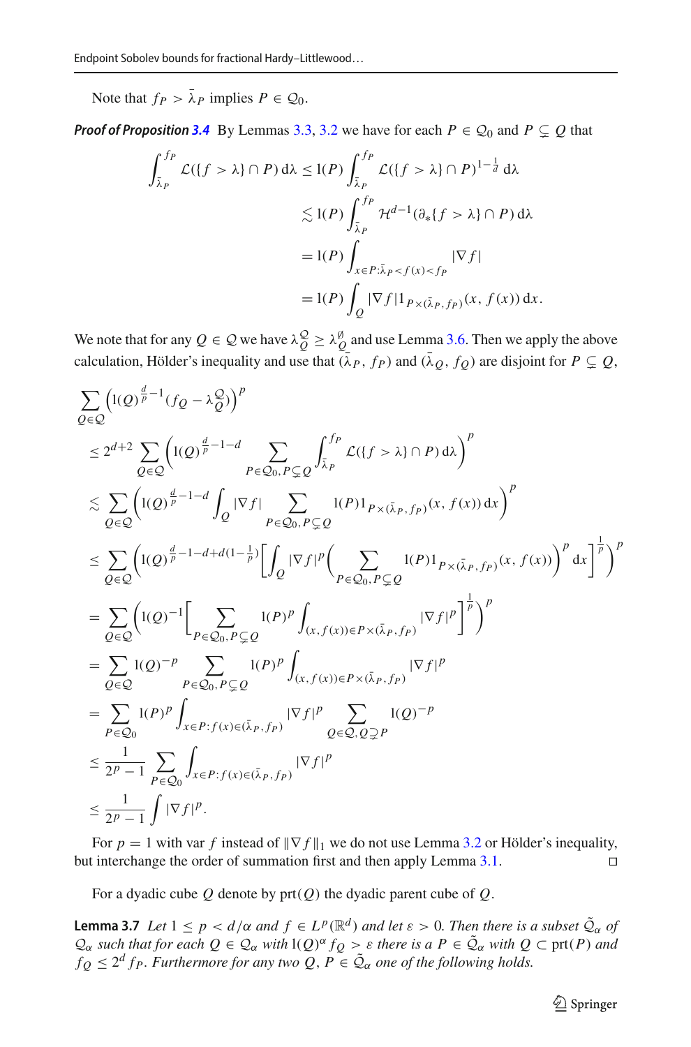Note that $f_P > \bar{\lambda}_P$ implies $P \in \mathcal{Q}_0$.

***Proof of Proposition 3.4*** By Lemmas 3.3, 3.2 we have for each $P \in \mathcal{Q}_0$ and $P \subsetneq Q$ that

$$
\begin{aligned}
\int_{\bar{\lambda}_P}^{f_P} \mathcal{L}(\{f > \lambda\} \cap P)\,\mathrm{d}\lambda &\le \mathrm{l}(P) \int_{\bar{\lambda}_P}^{f_P} \mathcal{L}(\{f > \lambda\} \cap P)^{1-\frac{1}{d}}\,\mathrm{d}\lambda \\
&\lesssim \mathrm{l}(P) \int_{\bar{\lambda}_P}^{f_P} \mathcal{H}^{d-1}(\partial_* \{f > \lambda\} \cap P)\,\mathrm{d}\lambda \\
&= \mathrm{l}(P) \int_{x \in P : \bar{\lambda}_P < f(x) < f_P} |\nabla f| \\
&= \mathrm{l}(P) \int_Q |\nabla f| 1_{P \times (\bar{\lambda}_P, f_P)}(x, f(x))\,\mathrm{d}x.
\end{aligned}
$$

We note that for any $Q \in \mathcal{Q}$ we have $\lambda_Q^{\mathcal{Q}} \ge \lambda_Q^{\emptyset}$ and use Lemma 3.6. Then we apply the above calculation, Hölder's inequality and use that $(\bar{\lambda}_P, f_P)$ and $(\bar{\lambda}_Q, f_Q)$ are disjoint for $P \subsetneq Q$,

$$
\begin{aligned}
&\sum_{Q \in \mathcal{Q}} \left( \mathrm{l}(Q)^{\frac{d}{p}-1} (f_Q - \lambda_Q^{\mathcal{Q}}) \right)^p \\
&\le 2^{d+2} \sum_{Q \in \mathcal{Q}} \left( \mathrm{l}(Q)^{\frac{d}{p}-1-d} \sum_{P \in \mathcal{Q}_0, P \subsetneq Q} \int_{\bar{\lambda}_P}^{f_P} \mathcal{L}(\{f > \lambda\} \cap P)\,\mathrm{d}\lambda \right)^p \\
&\lesssim \sum_{Q \in \mathcal{Q}} \left( \mathrm{l}(Q)^{\frac{d}{p}-1-d} \int_Q |\nabla f| \sum_{P \in \mathcal{Q}_0, P \subsetneq Q} \mathrm{l}(P) 1_{P \times (\bar{\lambda}_P, f_P)}(x, f(x))\,\mathrm{d}x \right)^p \\
&\le \sum_{Q \in \mathcal{Q}} \left( \mathrm{l}(Q)^{\frac{d}{p}-1-d+d(1-\frac{1}{p})} \left[ \int_Q |\nabla f|^p \left( \sum_{P \in \mathcal{Q}_0, P \subsetneq Q} \mathrm{l}(P) 1_{P \times (\bar{\lambda}_P, f_P)}(x, f(x)) \right)^p \mathrm{d}x \right]^{\frac{1}{p}} \right)^p \\
&= \sum_{Q \in \mathcal{Q}} \left( \mathrm{l}(Q)^{-1} \left[ \sum_{P \in \mathcal{Q}_0, P \subsetneq Q} \mathrm{l}(P)^p \int_{(x, f(x)) \in P \times (\bar{\lambda}_P, f_P)} |\nabla f|^p \right]^{\frac{1}{p}} \right)^p \\
&= \sum_{Q \in \mathcal{Q}} \mathrm{l}(Q)^{-p} \sum_{P \in \mathcal{Q}_0, P \subsetneq Q} \mathrm{l}(P)^p \int_{(x, f(x)) \in P \times (\bar{\lambda}_P, f_P)} |\nabla f|^p \\
&= \sum_{P \in \mathcal{Q}_0} \mathrm{l}(P)^p \int_{x \in P : f(x) \in (\bar{\lambda}_P, f_P)} |\nabla f|^p \sum_{Q \in \mathcal{Q}, Q \supsetneq P} \mathrm{l}(Q)^{-p} \\
&\le \frac{1}{2^p - 1} \sum_{P \in \mathcal{Q}_0} \int_{x \in P : f(x) \in (\bar{\lambda}_P, f_P)} |\nabla f|^p \\
&\le \frac{1}{2^p - 1} \int |\nabla f|^p.
\end{aligned}
$$

For $p = 1$ with $\operatorname{var} f$ instead of $\|\nabla f\|_1$ we do not use Lemma 3.2 or Hölder's inequality, but interchange the order of summation first and then apply Lemma 3.1. $\square$

For a dyadic cube $Q$ denote by $\operatorname{prt}(Q)$ the dyadic parent cube of $Q$.

**Lemma 3.7** *Let $1 \le p < d/\alpha$ and $f \in L^p(\mathbb{R}^d)$ and let $\varepsilon > 0$. Then there is a subset $\tilde{\mathcal{Q}}_\alpha$ of $\mathcal{Q}_\alpha$ such that for each $Q \in \mathcal{Q}_\alpha$ with $\mathrm{l}(Q)^\alpha f_Q > \varepsilon$ there is a $P \in \tilde{\mathcal{Q}}_\alpha$ with $Q \subset \operatorname{prt}(P)$ and $f_Q \le 2^d f_P$. Furthermore for any two $Q, P \in \tilde{\mathcal{Q}}_\alpha$ one of the following holds.*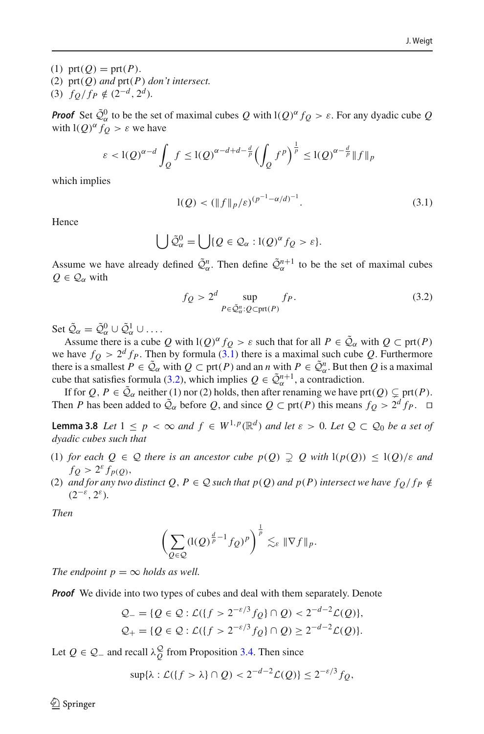(1) $\operatorname{prt}(Q) = \operatorname{prt}(P)$.
(2) $\operatorname{prt}(Q)$ *and* $\operatorname{prt}(P)$ *don't intersect.*
(3) $f_Q/f_P \notin (2^{-d}, 2^d)$.

***Proof*** Set $\tilde{\mathcal{Q}}_\alpha^0$ to be the set of maximal cubes $Q$ with $\mathrm{l}(Q)^\alpha f_Q > \varepsilon$. For any dyadic cube $Q$ with $\mathrm{l}(Q)^\alpha f_Q > \varepsilon$ we have

$$\varepsilon < \mathrm{l}(Q)^{\alpha-d} \int_Q f \leq \mathrm{l}(Q)^{\alpha-d+d-\frac{d}{p}} \Big( \int_Q f^p \Big)^{\frac{1}{p}} \leq \mathrm{l}(Q)^{\alpha-\frac{d}{p}} \|f\|_p$$

which implies

$$\mathrm{l}(Q) < (\|f\|_p/\varepsilon)^{(p^{-1}-\alpha/d)^{-1}}. \tag{3.1}$$

Hence

$$\bigcup \tilde{\mathcal{Q}}_\alpha^0 = \bigcup \{Q \in \mathcal{Q}_\alpha : \mathrm{l}(Q)^\alpha f_Q > \varepsilon\}.$$

Assume we have already defined $\tilde{\mathcal{Q}}_\alpha^n$. Then define $\tilde{\mathcal{Q}}_\alpha^{n+1}$ to be the set of maximal cubes $Q \in \mathcal{Q}_\alpha$ with

$$f_Q > 2^d \sup_{P \in \tilde{\mathcal{Q}}_\alpha^n : Q \subset \operatorname{prt}(P)} f_P. \tag{3.2}$$

Set $\tilde{\mathcal{Q}}_\alpha = \tilde{\mathcal{Q}}_\alpha^0 \cup \tilde{\mathcal{Q}}_\alpha^1 \cup \ldots$.

Assume there is a cube $Q$ with $\mathrm{l}(Q)^\alpha f_Q > \varepsilon$ such that for all $P \in \tilde{\mathcal{Q}}_\alpha$ with $Q \subset \operatorname{prt}(P)$ we have $f_Q > 2^d f_P$. Then by formula (3.1) there is a maximal such cube $Q$. Furthermore there is a smallest $P \in \tilde{\mathcal{Q}}_\alpha$ with $Q \subset \operatorname{prt}(P)$ and an $n$ with $P \in \tilde{\mathcal{Q}}_\alpha^n$. But then $Q$ is a maximal cube that satisfies formula (3.2), which implies $Q \in \tilde{\mathcal{Q}}_\alpha^{n+1}$, a contradiction.

If for $Q, P \in \tilde{\mathcal{Q}}_\alpha$ neither (1) nor (2) holds, then after renaming we have $\operatorname{prt}(Q) \subsetneq \operatorname{prt}(P)$. Then $P$ has been added to $\tilde{\mathcal{Q}}_\alpha$ before $Q$, and since $Q \subset \operatorname{prt}(P)$ this means $f_Q > 2^d f_P$. $\square$

**Lemma 3.8** *Let $1 \leq p < \infty$ and $f \in W^{1,p}(\mathbb{R}^d)$ and let $\varepsilon > 0$. Let $\mathcal{Q} \subset \mathcal{Q}_0$ be a set of dyadic cubes such that*

(1) *for each $Q \in \mathcal{Q}$ there is an ancestor cube $p(Q) \supsetneq Q$ with $\mathrm{l}(p(Q)) \leq \mathrm{l}(Q)/\varepsilon$ and $f_Q > 2^\varepsilon f_{p(Q)}$,*
(2) *and for any two distinct $Q, P \in \mathcal{Q}$ such that $p(Q)$ and $p(P)$ intersect we have $f_Q/f_P \notin (2^{-\varepsilon}, 2^\varepsilon)$.*

*Then*

$$\Big( \sum_{Q \in \mathcal{Q}} (\mathrm{l}(Q)^{\frac{d}{p}-1} f_Q)^p \Big)^{\frac{1}{p}} \lesssim_\varepsilon \|\nabla f\|_p.$$

*The endpoint $p = \infty$ holds as well.*

***Proof*** We divide into two types of cubes and deal with them separately. Denote

$$\mathcal{Q}_- = \{Q \in \mathcal{Q} : \mathcal{L}(\{f > 2^{-\varepsilon/3} f_Q\} \cap Q) < 2^{-d-2} \mathcal{L}(Q)\},$$
$$\mathcal{Q}_+ = \{Q \in \mathcal{Q} : \mathcal{L}(\{f > 2^{-\varepsilon/3} f_Q\} \cap Q) \geq 2^{-d-2} \mathcal{L}(Q)\}.$$

Let $Q \in \mathcal{Q}_-$ and recall $\lambda_Q^{\mathcal{Q}}$ from Proposition 3.4. Then since

$$\sup\{\lambda : \mathcal{L}(\{f > \lambda\} \cap Q) < 2^{-d-2} \mathcal{L}(Q)\} \leq 2^{-\varepsilon/3} f_Q,$$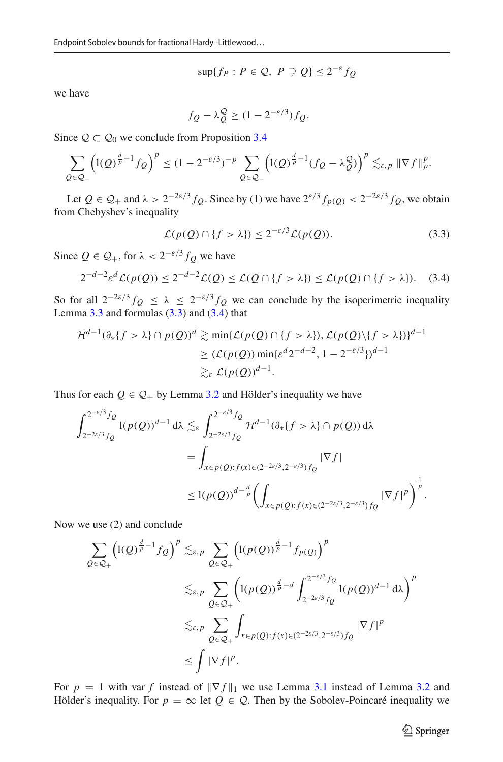$$\sup\{f_P : P \in \mathcal{Q},\ P \supsetneq Q\} \le 2^{-\varepsilon} f_Q$$

we have

$$f_Q - \lambda_Q^{\mathcal{Q}} \ge (1 - 2^{-\varepsilon/3}) f_Q.$$

Since $\mathcal{Q} \subset \mathcal{Q}_0$ we conclude from Proposition 3.4

$$\sum_{Q \in \mathcal{Q}_-} \left( \mathrm{l}(Q)^{\frac{d}{p}-1} f_Q \right)^p \le (1 - 2^{-\varepsilon/3})^{-p} \sum_{Q \in \mathcal{Q}_-} \left( \mathrm{l}(Q)^{\frac{d}{p}-1} (f_Q - \lambda_Q^{\mathcal{Q}}) \right)^p \lesssim_{\varepsilon,p} \|\nabla f\|_p^p.$$

Let $Q \in \mathcal{Q}_+$ and $\lambda > 2^{-2\varepsilon/3} f_Q$. Since by (1) we have $2^{\varepsilon/3} f_{p(Q)} < 2^{-2\varepsilon/3} f_Q$, we obtain from Chebyshev's inequality

$$\mathcal{L}(p(Q) \cap \{f > \lambda\}) \le 2^{-\varepsilon/3} \mathcal{L}(p(Q)). \tag{3.3}$$

Since $Q \in \mathcal{Q}_+$, for $\lambda < 2^{-\varepsilon/3} f_Q$ we have

$$2^{-d-2}\varepsilon^d \mathcal{L}(p(Q)) \le 2^{-d-2}\mathcal{L}(Q) \le \mathcal{L}(Q \cap \{f > \lambda\}) \le \mathcal{L}(p(Q) \cap \{f > \lambda\}). \tag{3.4}$$

So for all $2^{-2\varepsilon/3} f_Q \le \lambda \le 2^{-\varepsilon/3} f_Q$ we can conclude by the isoperimetric inequality Lemma 3.3 and formulas (3.3) and (3.4) that

$$\begin{aligned}
\mathcal{H}^{d-1}(\partial_*\{f > \lambda\} \cap p(Q))^d &\gtrsim \min\{\mathcal{L}(p(Q) \cap \{f > \lambda\}), \mathcal{L}(p(Q) \setminus \{f > \lambda\})\}^{d-1} \\
&\ge (\mathcal{L}(p(Q)) \min\{\varepsilon^d 2^{-d-2}, 1 - 2^{-\varepsilon/3}\})^{d-1} \\
&\gtrsim_\varepsilon \mathcal{L}(p(Q))^{d-1}.
\end{aligned}$$

Thus for each $Q \in \mathcal{Q}_+$ by Lemma 3.2 and Hölder's inequality we have

$$\begin{aligned}
\int_{2^{-2\varepsilon/3} f_Q}^{2^{-\varepsilon/3} f_Q} \mathrm{l}(p(Q))^{d-1} \, \mathrm{d}\lambda &\lesssim_\varepsilon \int_{2^{-2\varepsilon/3} f_Q}^{2^{-\varepsilon/3} f_Q} \mathcal{H}^{d-1}(\partial_*\{f > \lambda\} \cap p(Q)) \, \mathrm{d}\lambda \\
&= \int_{x \in p(Q): f(x) \in (2^{-2\varepsilon/3}, 2^{-\varepsilon/3}) f_Q} |\nabla f| \\
&\le \mathrm{l}(p(Q))^{d - \frac{d}{p}} \left( \int_{x \in p(Q): f(x) \in (2^{-2\varepsilon/3}, 2^{-\varepsilon/3}) f_Q} |\nabla f|^p \right)^{\frac{1}{p}}.
\end{aligned}$$

Now we use (2) and conclude

$$\begin{aligned}
\sum_{Q \in \mathcal{Q}_+} \left( \mathrm{l}(Q)^{\frac{d}{p}-1} f_Q \right)^p &\lesssim_{\varepsilon,p} \sum_{Q \in \mathcal{Q}_+} \left( \mathrm{l}(p(Q))^{\frac{d}{p}-1} f_{p(Q)} \right)^p \\
&\lesssim_{\varepsilon,p} \sum_{Q \in \mathcal{Q}_+} \left( \mathrm{l}(p(Q))^{\frac{d}{p}-d} \int_{2^{-2\varepsilon/3} f_Q}^{2^{-\varepsilon/3} f_Q} \mathrm{l}(p(Q))^{d-1} \, \mathrm{d}\lambda \right)^p \\
&\lesssim_{\varepsilon,p} \sum_{Q \in \mathcal{Q}_+} \int_{x \in p(Q): f(x) \in (2^{-2\varepsilon/3}, 2^{-\varepsilon/3}) f_Q} |\nabla f|^p \\
&\le \int |\nabla f|^p.
\end{aligned}$$

For $p = 1$ with $\operatorname{var} f$ instead of $\|\nabla f\|_1$ we use Lemma 3.1 instead of Lemma 3.2 and Hölder's inequality. For $p = \infty$ let $Q \in \mathcal{Q}$. Then by the Sobolev-Poincaré inequality we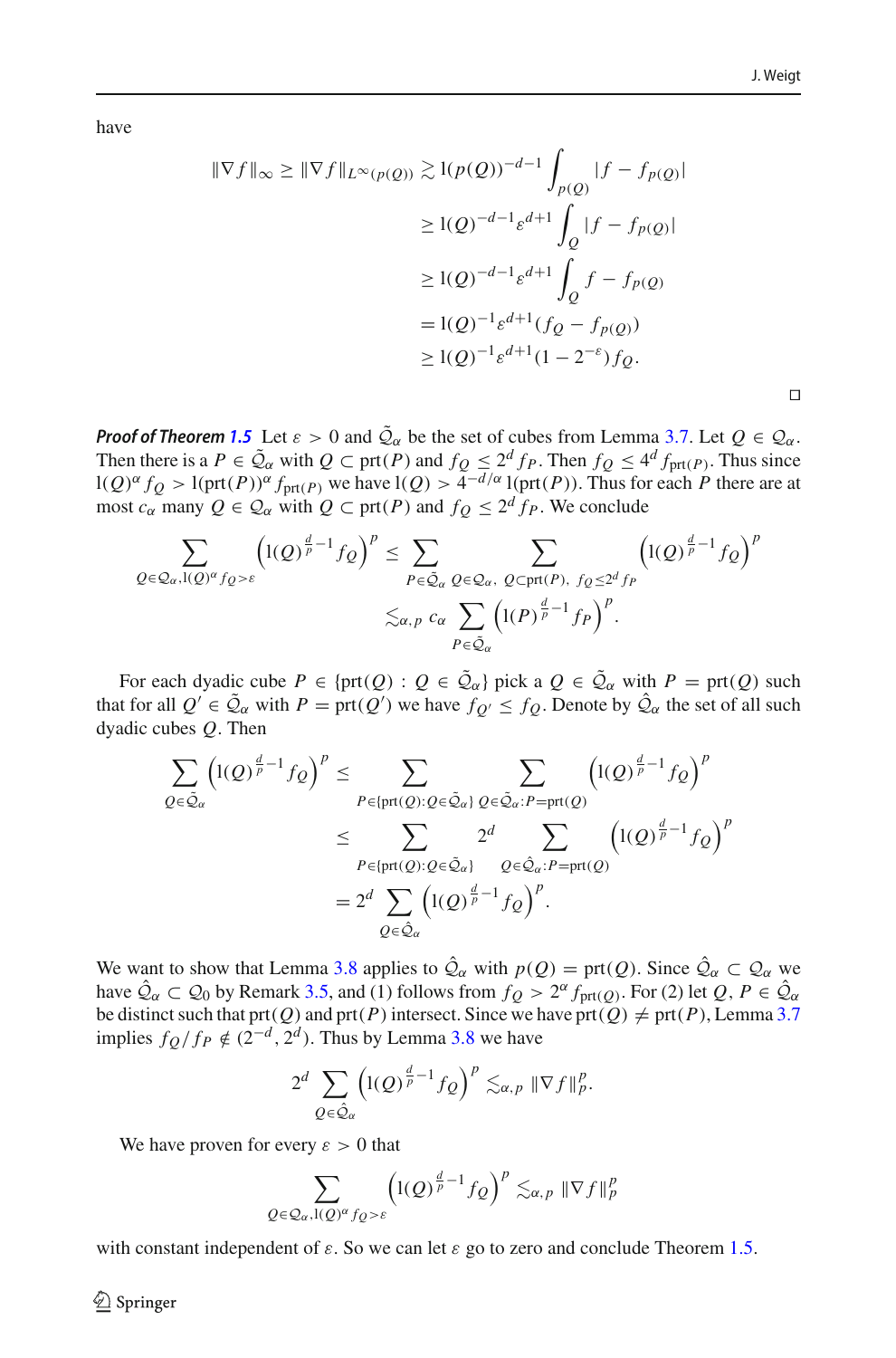have

$$
\begin{aligned}
\|\nabla f\|_\infty \geq \|\nabla f\|_{L^\infty(p(Q))} &\gtrsim \mathrm{l}(p(Q))^{-d-1} \int_{p(Q)} |f - f_{p(Q)}| \\
&\geq \mathrm{l}(Q)^{-d-1} \varepsilon^{d+1} \int_Q |f - f_{p(Q)}| \\
&\geq \mathrm{l}(Q)^{-d-1} \varepsilon^{d+1} \int_Q f - f_{p(Q)} \\
&= \mathrm{l}(Q)^{-1} \varepsilon^{d+1} (f_Q - f_{p(Q)}) \\
&\geq \mathrm{l}(Q)^{-1} \varepsilon^{d+1} (1 - 2^{-\varepsilon}) f_Q.
\end{aligned}
$$

□

***Proof of Theorem 1.5*** Let $\varepsilon > 0$ and $\tilde{\mathcal{Q}}_\alpha$ be the set of cubes from Lemma 3.7. Let $Q \in \mathcal{Q}_\alpha$. Then there is a $P \in \tilde{\mathcal{Q}}_\alpha$ with $Q \subset \mathrm{prt}(P)$ and $f_Q \leq 2^d f_P$. Then $f_Q \leq 4^d f_{\mathrm{prt}(P)}$. Thus since $\mathrm{l}(Q)^\alpha f_Q > \mathrm{l}(\mathrm{prt}(P))^\alpha f_{\mathrm{prt}(P)}$ we have $\mathrm{l}(Q) > 4^{-d/\alpha} \mathrm{l}(\mathrm{prt}(P))$. Thus for each $P$ there are at most $c_\alpha$ many $Q \in \mathcal{Q}_\alpha$ with $Q \subset \mathrm{prt}(P)$ and $f_Q \leq 2^d f_P$. We conclude

$$
\begin{aligned}
\sum_{Q \in \mathcal{Q}_\alpha, \mathrm{l}(Q)^\alpha f_Q > \varepsilon} \left(\mathrm{l}(Q)^{\frac{d}{p}-1} f_Q\right)^p &\leq \sum_{P \in \tilde{\mathcal{Q}}_\alpha} \sum_{Q \in \mathcal{Q}_\alpha,\ Q \subset \mathrm{prt}(P),\ f_Q \leq 2^d f_P} \left(\mathrm{l}(Q)^{\frac{d}{p}-1} f_Q\right)^p \\
&\lesssim_{\alpha,p} c_\alpha \sum_{P \in \tilde{\mathcal{Q}}_\alpha} \left(\mathrm{l}(P)^{\frac{d}{p}-1} f_P\right)^p.
\end{aligned}
$$

For each dyadic cube $P \in \{\mathrm{prt}(Q) : Q \in \tilde{\mathcal{Q}}_\alpha\}$ pick a $Q \in \tilde{\mathcal{Q}}_\alpha$ with $P = \mathrm{prt}(Q)$ such that for all $Q' \in \tilde{\mathcal{Q}}_\alpha$ with $P = \mathrm{prt}(Q')$ we have $f_{Q'} \leq f_Q$. Denote by $\hat{\mathcal{Q}}_\alpha$ the set of all such dyadic cubes $Q$. Then

$$
\begin{aligned}
\sum_{Q \in \tilde{\mathcal{Q}}_\alpha} \left(\mathrm{l}(Q)^{\frac{d}{p}-1} f_Q\right)^p &\leq \sum_{P \in \{\mathrm{prt}(Q) : Q \in \tilde{\mathcal{Q}}_\alpha\}} \sum_{Q \in \tilde{\mathcal{Q}}_\alpha : P = \mathrm{prt}(Q)} \left(\mathrm{l}(Q)^{\frac{d}{p}-1} f_Q\right)^p \\
&\leq \sum_{P \in \{\mathrm{prt}(Q) : Q \in \tilde{\mathcal{Q}}_\alpha\}} 2^d \sum_{Q \in \hat{\mathcal{Q}}_\alpha : P = \mathrm{prt}(Q)} \left(\mathrm{l}(Q)^{\frac{d}{p}-1} f_Q\right)^p \\
&= 2^d \sum_{Q \in \hat{\mathcal{Q}}_\alpha} \left(\mathrm{l}(Q)^{\frac{d}{p}-1} f_Q\right)^p.
\end{aligned}
$$

We want to show that Lemma 3.8 applies to $\hat{\mathcal{Q}}_\alpha$ with $p(Q) = \mathrm{prt}(Q)$. Since $\hat{\mathcal{Q}}_\alpha \subset \mathcal{Q}_\alpha$ we have $\hat{\mathcal{Q}}_\alpha \subset \mathcal{Q}_0$ by Remark 3.5, and (1) follows from $f_Q > 2^\alpha f_{\mathrm{prt}(Q)}$. For (2) let $Q, P \in \hat{\mathcal{Q}}_\alpha$ be distinct such that $\mathrm{prt}(Q)$ and $\mathrm{prt}(P)$ intersect. Since we have $\mathrm{prt}(Q) \neq \mathrm{prt}(P)$, Lemma 3.7 implies $f_Q / f_P \notin (2^{-d}, 2^d)$. Thus by Lemma 3.8 we have

$$
2^d \sum_{Q \in \hat{\mathcal{Q}}_\alpha} \left(\mathrm{l}(Q)^{\frac{d}{p}-1} f_Q\right)^p \lesssim_{\alpha,p} \|\nabla f\|_p^p.
$$

We have proven for every $\varepsilon > 0$ that

$$
\sum_{Q \in \mathcal{Q}_\alpha, \mathrm{l}(Q)^\alpha f_Q > \varepsilon} \left(\mathrm{l}(Q)^{\frac{d}{p}-1} f_Q\right)^p \lesssim_{\alpha,p} \|\nabla f\|_p^p
$$

with constant independent of $\varepsilon$. So we can let $\varepsilon$ go to zero and conclude Theorem 1.5.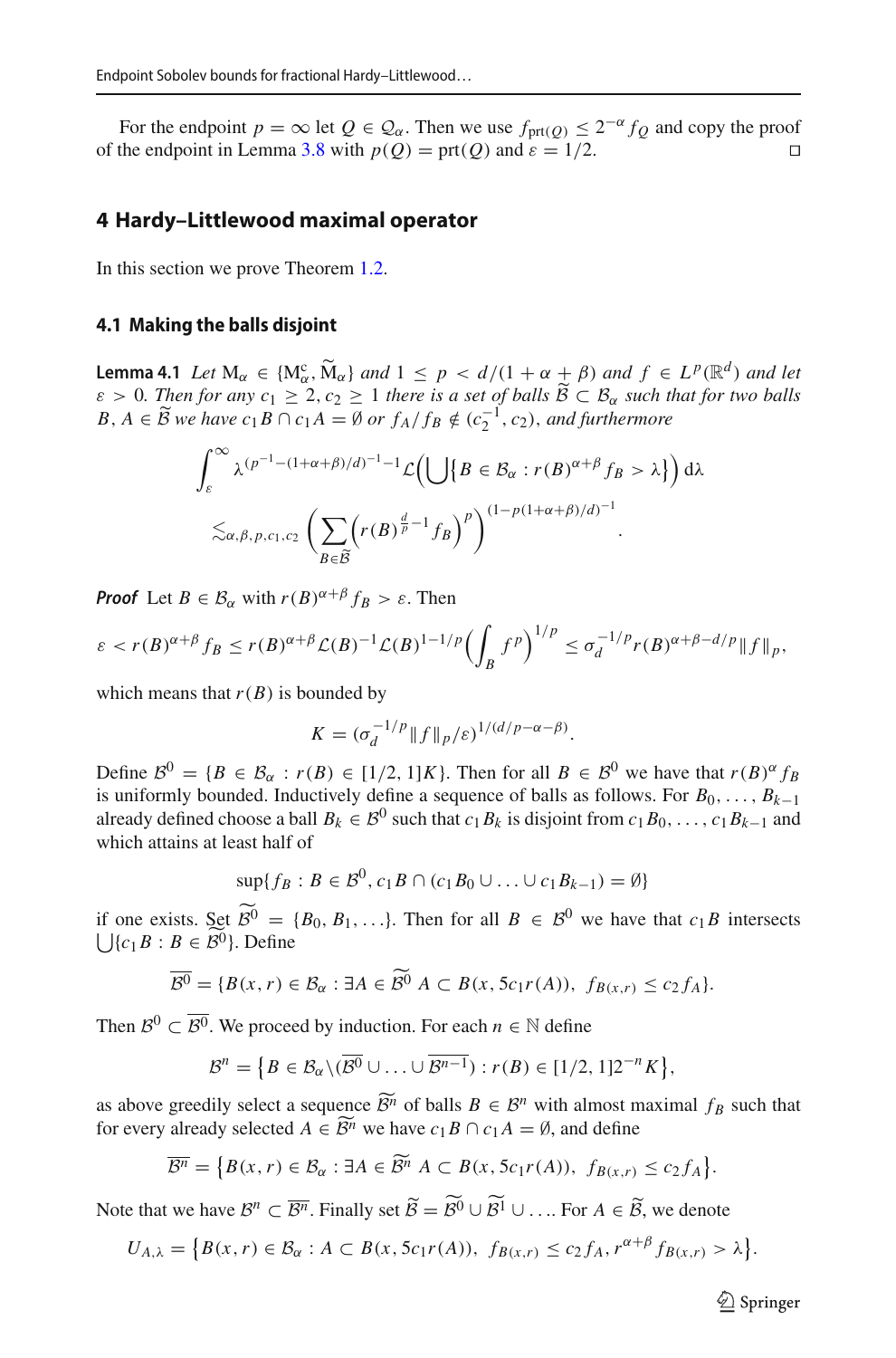For the endpoint $p = \infty$ let $Q \in \mathcal{Q}_\alpha$. Then we use $f_{\mathrm{prt}(Q)} \le 2^{-\alpha} f_Q$ and copy the proof of the endpoint in Lemma 3.8 with $p(Q) = \mathrm{prt}(Q)$ and $\varepsilon = 1/2$. □

## 4 Hardy–Littlewood maximal operator

In this section we prove Theorem 1.2.

### 4.1 Making the balls disjoint

**Lemma 4.1** *Let* $\mathrm{M}_\alpha \in \{\mathrm{M}_\alpha^{\mathrm{c}}, \widetilde{\mathrm{M}}_\alpha\}$ *and* $1 \le p < d/(1+\alpha+\beta)$ *and* $f \in L^p(\mathbb{R}^d)$ *and let* $\varepsilon > 0$. *Then for any* $c_1 \ge 2, c_2 \ge 1$ *there is a set of balls* $\widetilde{\mathcal{B}} \subset \mathcal{B}_\alpha$ *such that for two balls* $B, A \in \widetilde{\mathcal{B}}$ *we have* $c_1 B \cap c_1 A = \emptyset$ *or* $f_A/f_B \notin (c_2^{-1}, c_2)$, *and furthermore*

$$
\int_\varepsilon^\infty \lambda^{(p^{-1}-(1+\alpha+\beta)/d)^{-1}-1} \mathcal{L}\Big(\bigcup\{B \in \mathcal{B}_\alpha : r(B)^{\alpha+\beta} f_B > \lambda\}\Big)\,\mathrm{d}\lambda
$$

$$
\lesssim_{\alpha,\beta,p,c_1,c_2} \Big(\sum_{B\in\widetilde{\mathcal{B}}} \Big(r(B)^{\frac{d}{p}-1} f_B\Big)^p\Big)^{(1-p(1+\alpha+\beta)/d)^{-1}}.
$$

***Proof*** Let $B \in \mathcal{B}_\alpha$ with $r(B)^{\alpha+\beta} f_B > \varepsilon$. Then

$$
\varepsilon < r(B)^{\alpha+\beta} f_B \le r(B)^{\alpha+\beta}\mathcal{L}(B)^{-1}\mathcal{L}(B)^{1-1/p}\Big(\int_B f^p\Big)^{1/p} \le \sigma_d^{-1/p} r(B)^{\alpha+\beta-d/p}\|f\|_p,
$$

which means that $r(B)$ is bounded by

$$
K = (\sigma_d^{-1/p}\|f\|_p/\varepsilon)^{1/(d/p-\alpha-\beta)}.
$$

Define $\mathcal{B}^0 = \{B \in \mathcal{B}_\alpha : r(B) \in [1/2, 1]K\}$. Then for all $B \in \mathcal{B}^0$ we have that $r(B)^\alpha f_B$ is uniformly bounded. Inductively define a sequence of balls as follows. For $B_0, \dots, B_{k-1}$ already defined choose a ball $B_k \in \mathcal{B}^0$ such that $c_1 B_k$ is disjoint from $c_1 B_0, \dots, c_1 B_{k-1}$ and which attains at least half of

$$
\sup\{f_B : B \in \mathcal{B}^0, c_1 B \cap (c_1 B_0 \cup \dots \cup c_1 B_{k-1}) = \emptyset\}
$$

if one exists. Set $\widetilde{\mathcal{B}^0} = \{B_0, B_1, \dots\}$. Then for all $B \in \mathcal{B}^0$ we have that $c_1 B$ intersects $\bigcup\{c_1 B : B \in \widetilde{\mathcal{B}^0}\}$. Define

$$
\overline{\mathcal{B}^0} = \{B(x,r) \in \mathcal{B}_\alpha : \exists A \in \widetilde{\mathcal{B}^0}\ A \subset B(x, 5c_1 r(A)),\ f_{B(x,r)} \le c_2 f_A\}.
$$

Then $\mathcal{B}^0 \subset \overline{\mathcal{B}^0}$. We proceed by induction. For each $n \in \mathbb{N}$ define

$$
\mathcal{B}^n = \big\{B \in \mathcal{B}_\alpha \backslash (\overline{\mathcal{B}^0} \cup \dots \cup \overline{\mathcal{B}^{n-1}}) : r(B) \in [1/2, 1]2^{-n}K\big\},
$$

as above greedily select a sequence $\widetilde{\mathcal{B}^n}$ of balls $B \in \mathcal{B}^n$ with almost maximal $f_B$ such that for every already selected $A \in \widetilde{\mathcal{B}^n}$ we have $c_1 B \cap c_1 A = \emptyset$, and define

$$
\overline{\mathcal{B}^n} = \big\{B(x,r) \in \mathcal{B}_\alpha : \exists A \in \widetilde{\mathcal{B}^n}\ A \subset B(x, 5c_1 r(A)),\ f_{B(x,r)} \le c_2 f_A\big\}.
$$

Note that we have $\mathcal{B}^n \subset \overline{\mathcal{B}^n}$. Finally set $\widetilde{\mathcal{B}} = \widetilde{\mathcal{B}^0} \cup \widetilde{\mathcal{B}^1} \cup \dots$. For $A \in \widetilde{\mathcal{B}}$, we denote

$$
U_{A,\lambda} = \big\{B(x,r) \in \mathcal{B}_\alpha : A \subset B(x, 5c_1 r(A)),\ f_{B(x,r)} \le c_2 f_A,\ r^{\alpha+\beta} f_{B(x,r)} > \lambda\big\}.
$$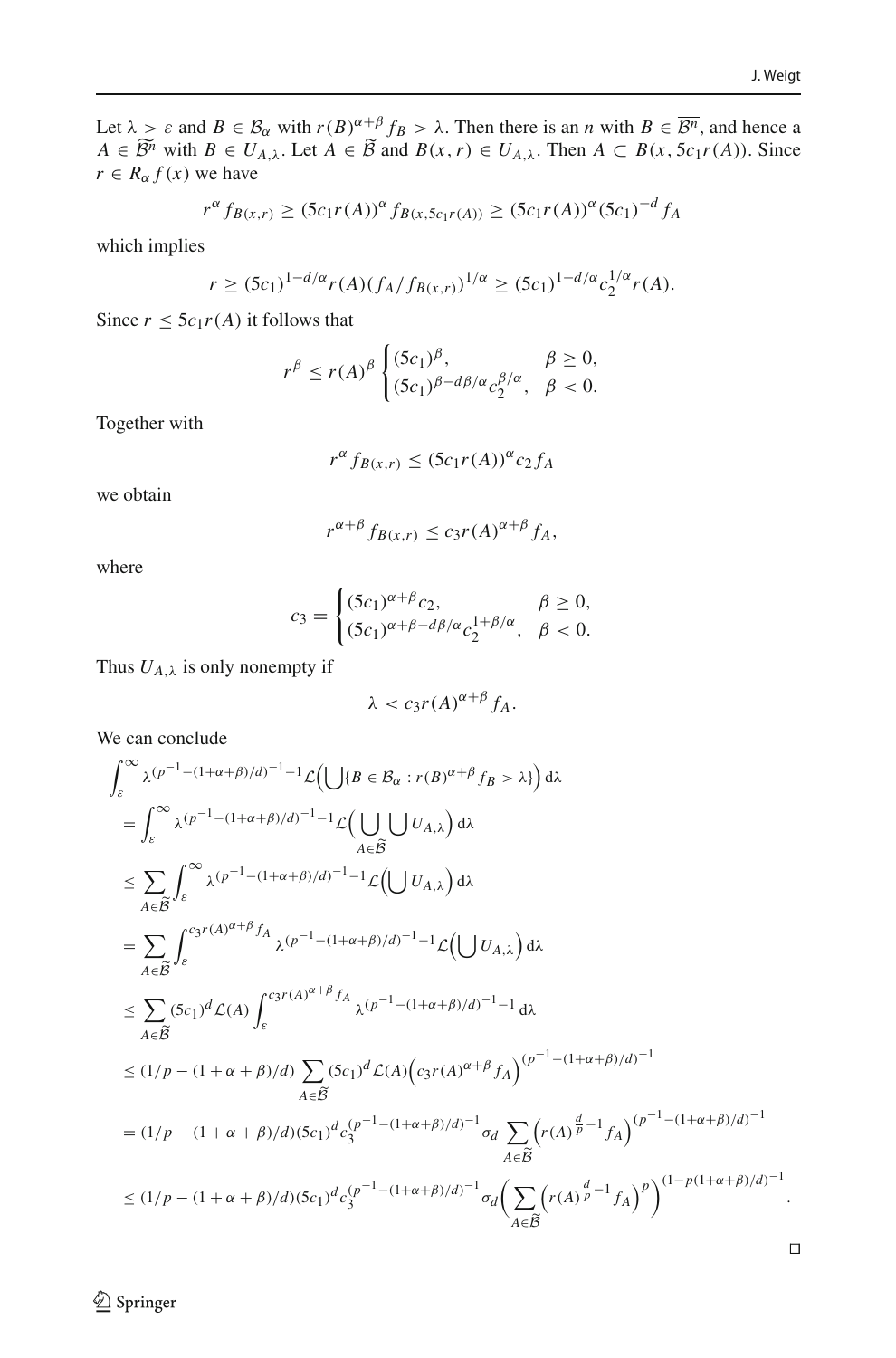Let $\lambda > \varepsilon$ and $B \in \mathcal{B}_\alpha$ with $r(B)^{\alpha+\beta} f_B > \lambda$. Then there is an $n$ with $B \in \overline{\mathcal{B}^n}$, and hence a $A \in \widetilde{\mathcal{B}^n}$ with $B \in U_{A,\lambda}$. Let $A \in \widetilde{\mathcal{B}}$ and $B(x,r) \in U_{A,\lambda}$. Then $A \subset B(x, 5c_1 r(A))$. Since $r \in R_\alpha f(x)$ we have

$$r^\alpha f_{B(x,r)} \geq (5c_1 r(A))^\alpha f_{B(x,5c_1 r(A))} \geq (5c_1 r(A))^\alpha (5c_1)^{-d} f_A$$

which implies

$$r \geq (5c_1)^{1-d/\alpha} r(A) (f_A / f_{B(x,r)})^{1/\alpha} \geq (5c_1)^{1-d/\alpha} c_2^{1/\alpha} r(A).$$

Since $r \leq 5c_1 r(A)$ it follows that

$$r^\beta \leq r(A)^\beta \begin{cases} (5c_1)^\beta, & \beta \geq 0, \\ (5c_1)^{\beta - d\beta/\alpha} c_2^{\beta/\alpha}, & \beta < 0. \end{cases}$$

Together with

$$r^\alpha f_{B(x,r)} \leq (5c_1 r(A))^\alpha c_2 f_A$$

we obtain

$$r^{\alpha+\beta} f_{B(x,r)} \leq c_3 r(A)^{\alpha+\beta} f_A,$$

where

$$c_3 = \begin{cases} (5c_1)^{\alpha+\beta} c_2, & \beta \geq 0, \\ (5c_1)^{\alpha+\beta - d\beta/\alpha} c_2^{1+\beta/\alpha}, & \beta < 0. \end{cases}$$

Thus $U_{A,\lambda}$ is only nonempty if

$$\lambda < c_3 r(A)^{\alpha+\beta} f_A.$$

We can conclude

$$\begin{aligned}
&\int_\varepsilon^\infty \lambda^{(p^{-1}-(1+\alpha+\beta)/d)^{-1}-1} \mathcal{L}\Big(\bigcup \{B \in \mathcal{B}_\alpha : r(B)^{\alpha+\beta} f_B > \lambda\}\Big) \,\mathrm{d}\lambda \\
&= \int_\varepsilon^\infty \lambda^{(p^{-1}-(1+\alpha+\beta)/d)^{-1}-1} \mathcal{L}\Big(\bigcup_{A \in \widetilde{\mathcal{B}}} \bigcup U_{A,\lambda}\Big) \,\mathrm{d}\lambda \\
&\leq \sum_{A \in \widetilde{\mathcal{B}}} \int_\varepsilon^\infty \lambda^{(p^{-1}-(1+\alpha+\beta)/d)^{-1}-1} \mathcal{L}\Big(\bigcup U_{A,\lambda}\Big) \,\mathrm{d}\lambda \\
&= \sum_{A \in \widetilde{\mathcal{B}}} \int_\varepsilon^{c_3 r(A)^{\alpha+\beta} f_A} \lambda^{(p^{-1}-(1+\alpha+\beta)/d)^{-1}-1} \mathcal{L}\Big(\bigcup U_{A,\lambda}\Big) \,\mathrm{d}\lambda \\
&\leq \sum_{A \in \widetilde{\mathcal{B}}} (5c_1)^d \mathcal{L}(A) \int_\varepsilon^{c_3 r(A)^{\alpha+\beta} f_A} \lambda^{(p^{-1}-(1+\alpha+\beta)/d)^{-1}-1} \,\mathrm{d}\lambda \\
&\leq (1/p - (1+\alpha+\beta)/d) \sum_{A \in \widetilde{\mathcal{B}}} (5c_1)^d \mathcal{L}(A) \Big(c_3 r(A)^{\alpha+\beta} f_A\Big)^{(p^{-1}-(1+\alpha+\beta)/d)^{-1}} \\
&= (1/p - (1+\alpha+\beta)/d)(5c_1)^d c_3^{(p^{-1}-(1+\alpha+\beta)/d)^{-1}} \sigma_d \sum_{A \in \widetilde{\mathcal{B}}} \Big(r(A)^{\frac{d}{p}-1} f_A\Big)^{(p^{-1}-(1+\alpha+\beta)/d)^{-1}} \\
&\leq (1/p - (1+\alpha+\beta)/d)(5c_1)^d c_3^{(p^{-1}-(1+\alpha+\beta)/d)^{-1}} \sigma_d \Big(\sum_{A \in \widetilde{\mathcal{B}}} \Big(r(A)^{\frac{d}{p}-1} f_A\Big)^p\Big)^{(1-p(1+\alpha+\beta)/d)^{-1}}.
\end{aligned}$$

□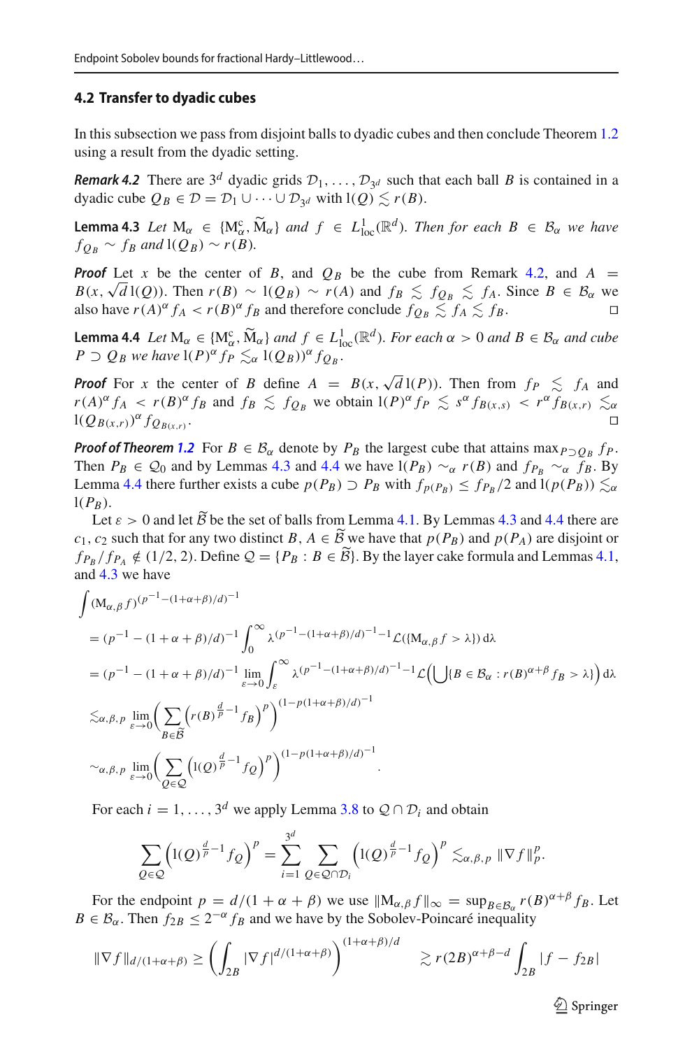### 4.2 Transfer to dyadic cubes

In this subsection we pass from disjoint balls to dyadic cubes and then conclude Theorem 1.2 using a result from the dyadic setting.

***Remark 4.2*** There are $3^d$ dyadic grids $\mathcal{D}_1, \dots, \mathcal{D}_{3^d}$ such that each ball $B$ is contained in a dyadic cube $Q_B \in \mathcal{D} = \mathcal{D}_1 \cup \dots \cup \mathcal{D}_{3^d}$ with $\mathrm{l}(Q) \lesssim r(B)$.

**Lemma 4.3** *Let* $\mathrm{M}_\alpha \in \{\mathrm{M}_\alpha^{\mathrm{c}}, \widetilde{\mathrm{M}}_\alpha\}$ *and* $f \in L^1_{\mathrm{loc}}(\mathbb{R}^d)$*. Then for each* $B \in \mathcal{B}_\alpha$ *we have* $f_{Q_B} \sim f_B$ *and* $\mathrm{l}(Q_B) \sim r(B)$.

***Proof*** Let $x$ be the center of $B$, and $Q_B$ be the cube from Remark 4.2, and $A = B(x, \sqrt{d}\,\mathrm{l}(Q))$. Then $r(B) \sim \mathrm{l}(Q_B) \sim r(A)$ and $f_B \lesssim f_{Q_B} \lesssim f_A$. Since $B \in \mathcal{B}_\alpha$ we also have $r(A)^\alpha f_A < r(B)^\alpha f_B$ and therefore conclude $f_{Q_B} \lesssim f_A \lesssim f_B$. □

**Lemma 4.4** *Let* $\mathrm{M}_\alpha \in \{\mathrm{M}_\alpha^{\mathrm{c}}, \widetilde{\mathrm{M}}_\alpha\}$ *and* $f \in L^1_{\mathrm{loc}}(\mathbb{R}^d)$*. For each* $\alpha > 0$ *and* $B \in \mathcal{B}_\alpha$ *and cube* $P \supset Q_B$ *we have* $\mathrm{l}(P)^\alpha f_P \lesssim_\alpha \mathrm{l}(Q_B))^\alpha f_{Q_B}$.

***Proof*** For $x$ the center of $B$ define $A = B(x, \sqrt{d}\,\mathrm{l}(P))$. Then from $f_P \lesssim f_A$ and $r(A)^\alpha f_A < r(B)^\alpha f_B$ and $f_B \lesssim f_{Q_B}$ we obtain $\mathrm{l}(P)^\alpha f_P \lesssim s^\alpha f_{B(x,s)} < r^\alpha f_{B(x,r)} \lesssim_\alpha \mathrm{l}(Q_{B(x,r)})^\alpha f_{Q_{B(x,r)}}$. □

***Proof of Theorem 1.2*** For $B \in \mathcal{B}_\alpha$ denote by $P_B$ the largest cube that attains $\max_{P \supset Q_B} f_P$. Then $P_B \in \mathcal{Q}_0$ and by Lemmas 4.3 and 4.4 we have $\mathrm{l}(P_B) \sim_\alpha r(B)$ and $f_{P_B} \sim_\alpha f_B$. By Lemma 4.4 there further exists a cube $p(P_B) \supset P_B$ with $f_{p(P_B)} \le f_{P_B}/2$ and $\mathrm{l}(p(P_B)) \lesssim_\alpha \mathrm{l}(P_B)$.

Let $\varepsilon > 0$ and let $\widetilde{\mathcal{B}}$ be the set of balls from Lemma 4.1. By Lemmas 4.3 and 4.4 there are $c_1, c_2$ such that for any two distinct $B, A \in \widetilde{\mathcal{B}}$ we have that $p(P_B)$ and $p(P_A)$ are disjoint or $f_{P_B}/f_{P_A} \notin (1/2, 2)$. Define $\mathcal{Q} = \{P_B : B \in \widetilde{\mathcal{B}}\}$. By the layer cake formula and Lemmas 4.1, and 4.3 we have

$$
\begin{aligned}
&\int (\mathrm{M}_{\alpha,\beta} f)^{(p^{-1}-(1+\alpha+\beta)/d)^{-1}} \\
&= (p^{-1}-(1+\alpha+\beta)/d)^{-1} \int_0^\infty \lambda^{(p^{-1}-(1+\alpha+\beta)/d)^{-1}-1} \mathcal{L}(\{\mathrm{M}_{\alpha,\beta} f > \lambda\})\,\mathrm{d}\lambda \\
&= (p^{-1}-(1+\alpha+\beta)/d)^{-1} \lim_{\varepsilon\to 0} \int_\varepsilon^\infty \lambda^{(p^{-1}-(1+\alpha+\beta)/d)^{-1}-1} \mathcal{L}\Big(\bigcup\{B \in \mathcal{B}_\alpha : r(B)^{\alpha+\beta} f_B > \lambda\}\Big)\,\mathrm{d}\lambda \\
&\lesssim_{\alpha,\beta,p} \lim_{\varepsilon\to 0} \Big(\sum_{B\in\widetilde{\mathcal{B}}} \Big(r(B)^{\frac{d}{p}-1} f_B\Big)^p\Big)^{(1-p(1+\alpha+\beta)/d)^{-1}} \\
&\sim_{\alpha,\beta,p} \lim_{\varepsilon\to 0} \Big(\sum_{Q\in\mathcal{Q}} \Big(\mathrm{l}(Q)^{\frac{d}{p}-1} f_Q\Big)^p\Big)^{(1-p(1+\alpha+\beta)/d)^{-1}}.
\end{aligned}
$$

For each $i = 1, \dots, 3^d$ we apply Lemma 3.8 to $\mathcal{Q} \cap \mathcal{D}_i$ and obtain

$$
\sum_{Q\in\mathcal{Q}} \Big(\mathrm{l}(Q)^{\frac{d}{p}-1} f_Q\Big)^p = \sum_{i=1}^{3^d} \sum_{Q\in\mathcal{Q}\cap\mathcal{D}_i} \Big(\mathrm{l}(Q)^{\frac{d}{p}-1} f_Q\Big)^p \lesssim_{\alpha,\beta,p} \|\nabla f\|_p^p.
$$

For the endpoint $p = d/(1+\alpha+\beta)$ we use $\|\mathrm{M}_{\alpha,\beta} f\|_\infty = \sup_{B\in\mathcal{B}_\alpha} r(B)^{\alpha+\beta} f_B$. Let $B \in \mathcal{B}_\alpha$. Then $f_{2B} \le 2^{-\alpha} f_B$ and we have by the Sobolev-Poincaré inequality

$$
\|\nabla f\|_{d/(1+\alpha+\beta)} \ge \Big(\int_{2B} |\nabla f|^{d/(1+\alpha+\beta)}\Big)^{(1+\alpha+\beta)/d} \quad \gtrsim r(2B)^{\alpha+\beta-d} \int_{2B} |f - f_{2B}|
$$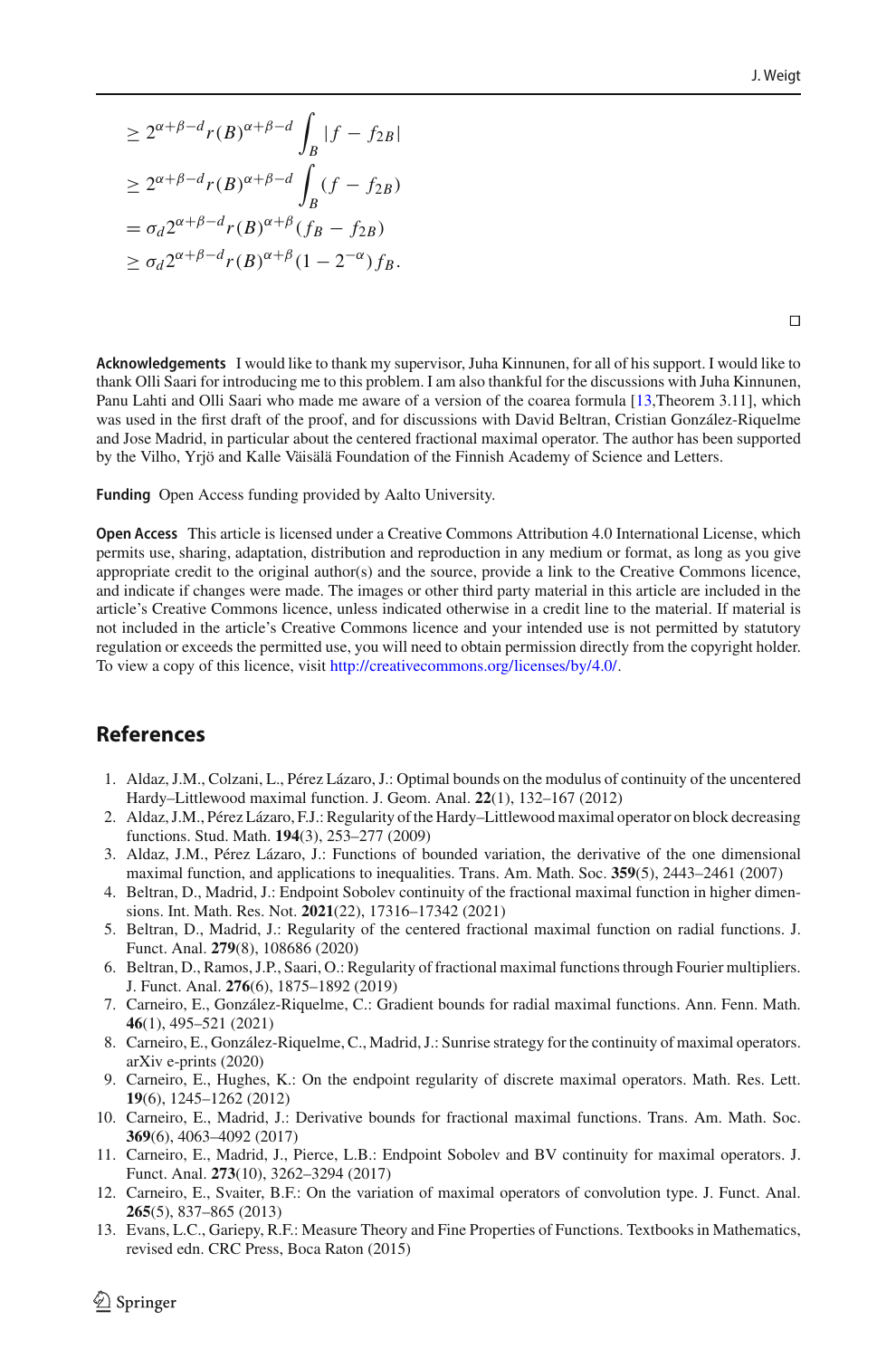$$
\begin{aligned}
&\geq 2^{\alpha+\beta-d} r(B)^{\alpha+\beta-d} \int_B |f - f_{2B}| \\
&\geq 2^{\alpha+\beta-d} r(B)^{\alpha+\beta-d} \int_B (f - f_{2B}) \\
&= \sigma_d 2^{\alpha+\beta-d} r(B)^{\alpha+\beta} (f_B - f_{2B}) \\
&\geq \sigma_d 2^{\alpha+\beta-d} r(B)^{\alpha+\beta} (1 - 2^{-\alpha}) f_B.
\end{aligned}
$$

□

**Acknowledgements** I would like to thank my supervisor, Juha Kinnunen, for all of his support. I would like to thank Olli Saari for introducing me to this problem. I am also thankful for the discussions with Juha Kinnunen, Panu Lahti and Olli Saari who made me aware of a version of the coarea formula [13,Theorem 3.11], which was used in the first draft of the proof, and for discussions with David Beltran, Cristian González-Riquelme and Jose Madrid, in particular about the centered fractional maximal operator. The author has been supported by the Vilho, Yrjö and Kalle Väisälä Foundation of the Finnish Academy of Science and Letters.

**Funding** Open Access funding provided by Aalto University.

**Open Access** This article is licensed under a Creative Commons Attribution 4.0 International License, which permits use, sharing, adaptation, distribution and reproduction in any medium or format, as long as you give appropriate credit to the original author(s) and the source, provide a link to the Creative Commons licence, and indicate if changes were made. The images or other third party material in this article are included in the article's Creative Commons licence, unless indicated otherwise in a credit line to the material. If material is not included in the article's Creative Commons licence and your intended use is not permitted by statutory regulation or exceeds the permitted use, you will need to obtain permission directly from the copyright holder. To view a copy of this licence, visit http://creativecommons.org/licenses/by/4.0/.

## References

1. Aldaz, J.M., Colzani, L., Pérez Lázaro, J.: Optimal bounds on the modulus of continuity of the uncentered Hardy–Littlewood maximal function. J. Geom. Anal. **22**(1), 132–167 (2012)
2. Aldaz, J.M., Pérez Lázaro, F.J.: Regularity of the Hardy–Littlewood maximal operator on block decreasing functions. Stud. Math. **194**(3), 253–277 (2009)
3. Aldaz, J.M., Pérez Lázaro, J.: Functions of bounded variation, the derivative of the one dimensional maximal function, and applications to inequalities. Trans. Am. Math. Soc. **359**(5), 2443–2461 (2007)
4. Beltran, D., Madrid, J.: Endpoint Sobolev continuity of the fractional maximal function in higher dimensions. Int. Math. Res. Not. **2021**(22), 17316–17342 (2021)
5. Beltran, D., Madrid, J.: Regularity of the centered fractional maximal function on radial functions. J. Funct. Anal. **279**(8), 108686 (2020)
6. Beltran, D., Ramos, J.P., Saari, O.: Regularity of fractional maximal functions through Fourier multipliers. J. Funct. Anal. **276**(6), 1875–1892 (2019)
7. Carneiro, E., González-Riquelme, C.: Gradient bounds for radial maximal functions. Ann. Fenn. Math. **46**(1), 495–521 (2021)
8. Carneiro, E., González-Riquelme, C., Madrid, J.: Sunrise strategy for the continuity of maximal operators. arXiv e-prints (2020)
9. Carneiro, E., Hughes, K.: On the endpoint regularity of discrete maximal operators. Math. Res. Lett. **19**(6), 1245–1262 (2012)
10. Carneiro, E., Madrid, J.: Derivative bounds for fractional maximal functions. Trans. Am. Math. Soc. **369**(6), 4063–4092 (2017)
11. Carneiro, E., Madrid, J., Pierce, L.B.: Endpoint Sobolev and BV continuity for maximal operators. J. Funct. Anal. **273**(10), 3262–3294 (2017)
12. Carneiro, E., Svaiter, B.F.: On the variation of maximal operators of convolution type. J. Funct. Anal. **265**(5), 837–865 (2013)
13. Evans, L.C., Gariepy, R.F.: Measure Theory and Fine Properties of Functions. Textbooks in Mathematics, revised edn. CRC Press, Boca Raton (2015)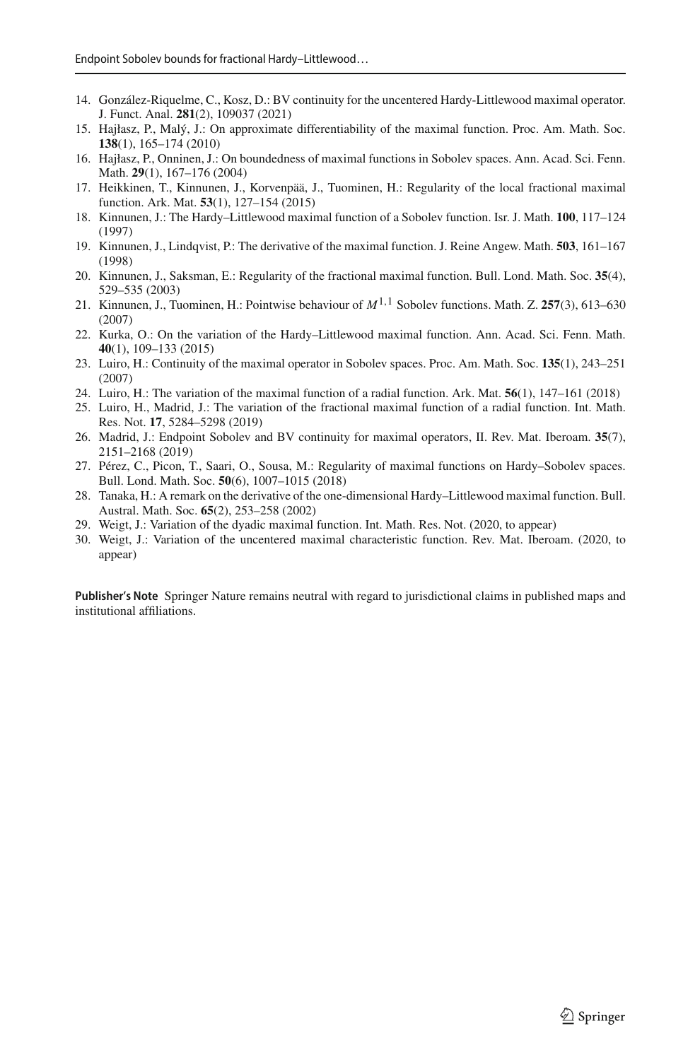14. González-Riquelme, C., Kosz, D.: BV continuity for the uncentered Hardy-Littlewood maximal operator. J. Funct. Anal. **281**(2), 109037 (2021)
15. Hajłasz, P., Malý, J.: On approximate differentiability of the maximal function. Proc. Am. Math. Soc. **138**(1), 165–174 (2010)
16. Hajłasz, P., Onninen, J.: On boundedness of maximal functions in Sobolev spaces. Ann. Acad. Sci. Fenn. Math. **29**(1), 167–176 (2004)
17. Heikkinen, T., Kinnunen, J., Korvenpää, J., Tuominen, H.: Regularity of the local fractional maximal function. Ark. Mat. **53**(1), 127–154 (2015)
18. Kinnunen, J.: The Hardy–Littlewood maximal function of a Sobolev function. Isr. J. Math. **100**, 117–124 (1997)
19. Kinnunen, J., Lindqvist, P.: The derivative of the maximal function. J. Reine Angew. Math. **503**, 161–167 (1998)
20. Kinnunen, J., Saksman, E.: Regularity of the fractional maximal function. Bull. Lond. Math. Soc. **35**(4), 529–535 (2003)
21. Kinnunen, J., Tuominen, H.: Pointwise behaviour of $M^{1,1}$ Sobolev functions. Math. Z. **257**(3), 613–630 (2007)
22. Kurka, O.: On the variation of the Hardy–Littlewood maximal function. Ann. Acad. Sci. Fenn. Math. **40**(1), 109–133 (2015)
23. Luiro, H.: Continuity of the maximal operator in Sobolev spaces. Proc. Am. Math. Soc. **135**(1), 243–251 (2007)
24. Luiro, H.: The variation of the maximal function of a radial function. Ark. Mat. **56**(1), 147–161 (2018)
25. Luiro, H., Madrid, J.: The variation of the fractional maximal function of a radial function. Int. Math. Res. Not. **17**, 5284–5298 (2019)
26. Madrid, J.: Endpoint Sobolev and BV continuity for maximal operators, II. Rev. Mat. Iberoam. **35**(7), 2151–2168 (2019)
27. Pérez, C., Picon, T., Saari, O., Sousa, M.: Regularity of maximal functions on Hardy–Sobolev spaces. Bull. Lond. Math. Soc. **50**(6), 1007–1015 (2018)
28. Tanaka, H.: A remark on the derivative of the one-dimensional Hardy–Littlewood maximal function. Bull. Austral. Math. Soc. **65**(2), 253–258 (2002)
29. Weigt, J.: Variation of the dyadic maximal function. Int. Math. Res. Not. (2020, to appear)
30. Weigt, J.: Variation of the uncentered maximal characteristic function. Rev. Mat. Iberoam. (2020, to appear)

**Publisher's Note** Springer Nature remains neutral with regard to jurisdictional claims in published maps and institutional affiliations.